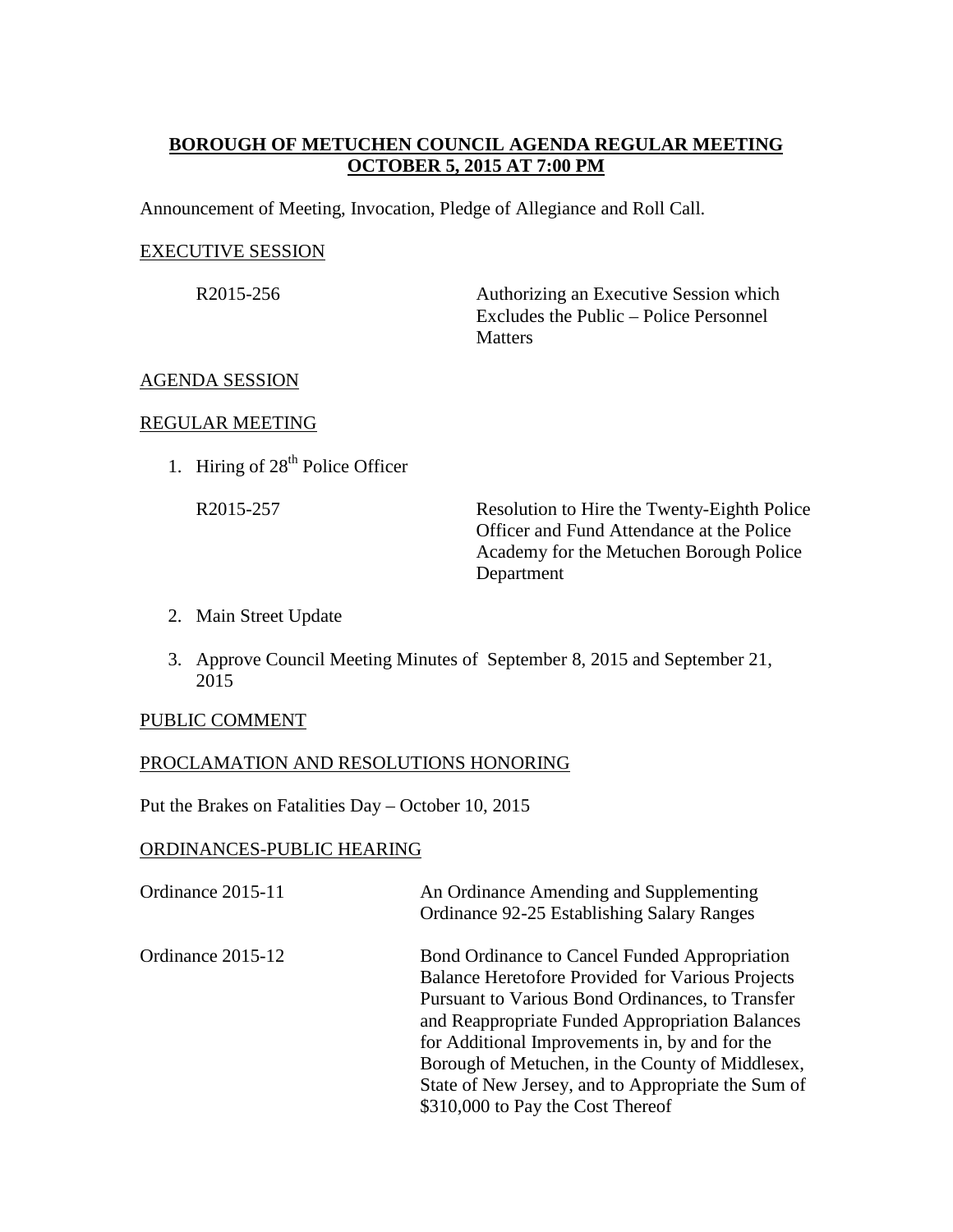# **BOROUGH OF METUCHEN COUNCIL AGENDA REGULAR MEETING OCTOBER 5, 2015 AT 7:00 PM**

Announcement of Meeting, Invocation, Pledge of Allegiance and Roll Call.

## EXECUTIVE SESSION

| | |
|---|---|
| R2015-256 | Authorizing an Executive Session which Excludes the Public – Police Personnel Matters |

## AGENDA SESSION

## REGULAR MEETING

1. Hiring of 28th Police Officer

| | |
|---|---|
| R2015-257 | Resolution to Hire the Twenty-Eighth Police Officer and Fund Attendance at the Police Academy for the Metuchen Borough Police Department |

2. Main Street Update
3. Approve Council Meeting Minutes of September 8, 2015 and September 21, 2015

## PUBLIC COMMENT

## PROCLAMATION AND RESOLUTIONS HONORING

Put the Brakes on Fatalities Day – October 10, 2015

## ORDINANCES-PUBLIC HEARING

| | |
|---|---|
| Ordinance 2015-11 | An Ordinance Amending and Supplementing Ordinance 92-25 Establishing Salary Ranges |
| Ordinance 2015-12 | Bond Ordinance to Cancel Funded Appropriation Balance Heretofore Provided for Various Projects Pursuant to Various Bond Ordinances, to Transfer and Reappropriate Funded Appropriation Balances for Additional Improvements in, by and for the Borough of Metuchen, in the County of Middlesex, State of New Jersey, and to Appropriate the Sum of $310,000 to Pay the Cost Thereof |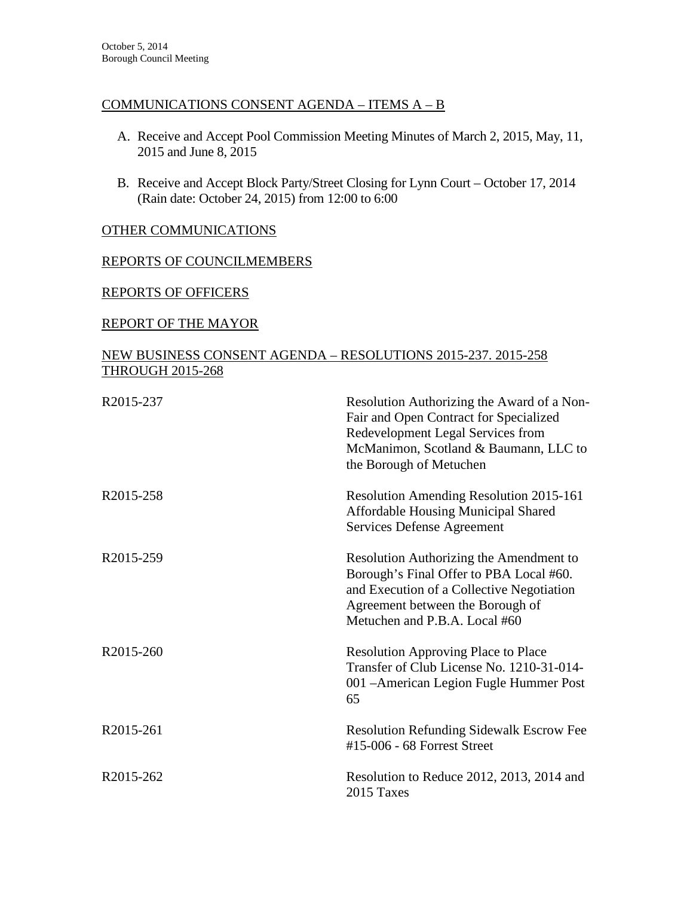## COMMUNICATIONS CONSENT AGENDA – ITEMS A – B

A. Receive and Accept Pool Commission Meeting Minutes of March 2, 2015, May, 11, 2015 and June 8, 2015

B. Receive and Accept Block Party/Street Closing for Lynn Court – October 17, 2014 (Rain date: October 24, 2015) from 12:00 to 6:00

## OTHER COMMUNICATIONS

## REPORTS OF COUNCILMEMBERS

## REPORTS OF OFFICERS

## REPORT OF THE MAYOR

## NEW BUSINESS CONSENT AGENDA – RESOLUTIONS 2015-237. 2015-258 THROUGH 2015-268

| | |
|---|---|
| R2015-237 | Resolution Authorizing the Award of a Non-Fair and Open Contract for Specialized Redevelopment Legal Services from McManimon, Scotland & Baumann, LLC to the Borough of Metuchen |
| R2015-258 | Resolution Amending Resolution 2015-161 Affordable Housing Municipal Shared Services Defense Agreement |
| R2015-259 | Resolution Authorizing the Amendment to Borough's Final Offer to PBA Local #60. and Execution of a Collective Negotiation Agreement between the Borough of Metuchen and P.B.A. Local #60 |
| R2015-260 | Resolution Approving Place to Place Transfer of Club License No. 1210-31-014-001 –American Legion Fugle Hummer Post 65 |
| R2015-261 | Resolution Refunding Sidewalk Escrow Fee #15-006 - 68 Forrest Street |
| R2015-262 | Resolution to Reduce 2012, 2013, 2014 and 2015 Taxes |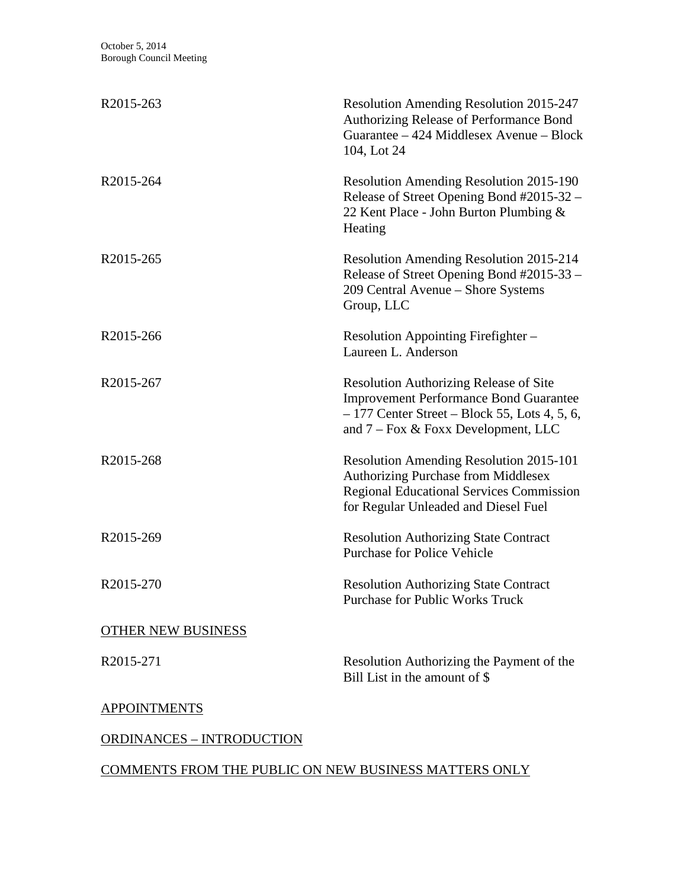| | |
|---|---|
| R2015-263 | Resolution Amending Resolution 2015-247 Authorizing Release of Performance Bond Guarantee – 424 Middlesex Avenue – Block 104, Lot 24 |
| R2015-264 | Resolution Amending Resolution 2015-190 Release of Street Opening Bond #2015-32 – 22 Kent Place - John Burton Plumbing & Heating |
| R2015-265 | Resolution Amending Resolution 2015-214 Release of Street Opening Bond #2015-33 – 209 Central Avenue – Shore Systems Group, LLC |
| R2015-266 | Resolution Appointing Firefighter – Laureen L. Anderson |
| R2015-267 | Resolution Authorizing Release of Site Improvement Performance Bond Guarantee – 177 Center Street – Block 55, Lots 4, 5, 6, and 7 – Fox & Foxx Development, LLC |
| R2015-268 | Resolution Amending Resolution 2015-101 Authorizing Purchase from Middlesex Regional Educational Services Commission for Regular Unleaded and Diesel Fuel |
| R2015-269 | Resolution Authorizing State Contract Purchase for Police Vehicle |
| R2015-270 | Resolution Authorizing State Contract Purchase for Public Works Truck |

OTHER NEW BUSINESS

| | |
|---|---|
| R2015-271 | Resolution Authorizing the Payment of the Bill List in the amount of $ |

APPOINTMENTS

ORDINANCES – INTRODUCTION

COMMENTS FROM THE PUBLIC ON NEW BUSINESS MATTERS ONLY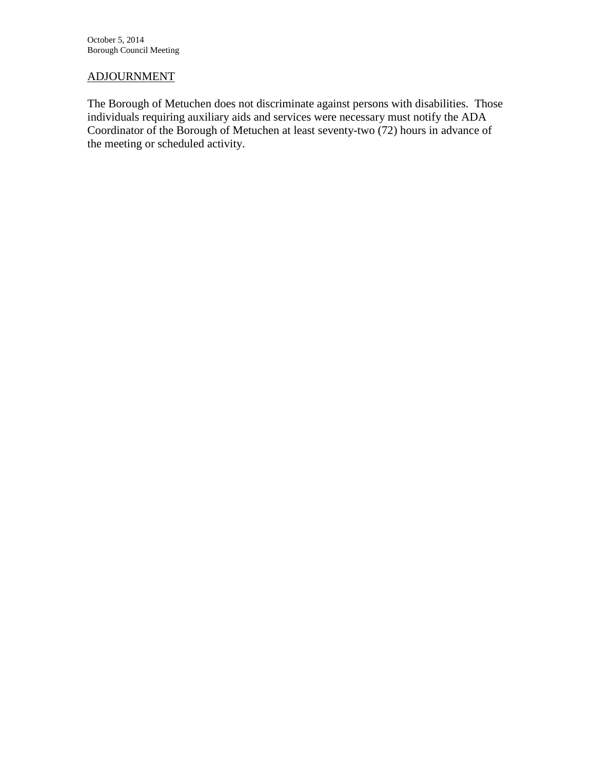ADJOURNMENT

The Borough of Metuchen does not discriminate against persons with disabilities. Those individuals requiring auxiliary aids and services were necessary must notify the ADA Coordinator of the Borough of Metuchen at least seventy-two (72) hours in advance of the meeting or scheduled activity.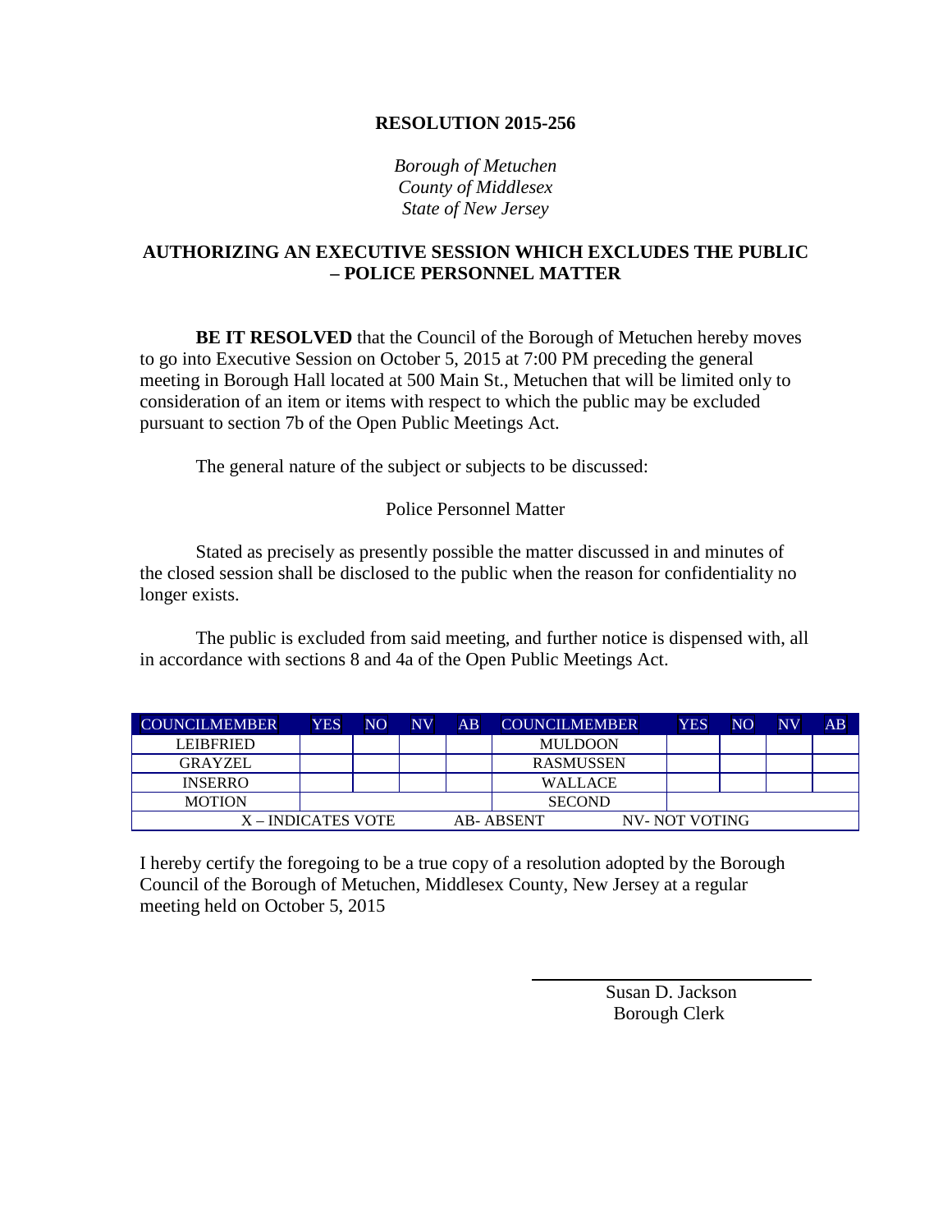**RESOLUTION 2015-256**

*Borough of Metuchen*
*County of Middlesex*
*State of New Jersey*

**AUTHORIZING AN EXECUTIVE SESSION WHICH EXCLUDES THE PUBLIC – POLICE PERSONNEL MATTER**

**BE IT RESOLVED** that the Council of the Borough of Metuchen hereby moves to go into Executive Session on October 5, 2015 at 7:00 PM preceding the general meeting in Borough Hall located at 500 Main St., Metuchen that will be limited only to consideration of an item or items with respect to which the public may be excluded pursuant to section 7b of the Open Public Meetings Act.

The general nature of the subject or subjects to be discussed:

Police Personnel Matter

Stated as precisely as presently possible the matter discussed in and minutes of the closed session shall be disclosed to the public when the reason for confidentiality no longer exists.

The public is excluded from said meeting, and further notice is dispensed with, all in accordance with sections 8 and 4a of the Open Public Meetings Act.

| COUNCILMEMBER | YES | NO | NV | AB | COUNCILMEMBER | YES | NO | NV | AB |
|---|---|---|---|---|---|---|---|---|---|
| LEIBFRIED | | | | | MULDOON | | | | |
| GRAYZEL | | | | | RASMUSSEN | | | | |
| INSERRO | | | | | WALLACE | | | | |
| MOTION | | | | | SECOND | | | | |
| X – INDICATES VOTE | | | AB- ABSENT | | | NV- NOT VOTING | | | |

I hereby certify the foregoing to be a true copy of a resolution adopted by the Borough Council of the Borough of Metuchen, Middlesex County, New Jersey at a regular meeting held on October 5, 2015

Susan D. Jackson
Borough Clerk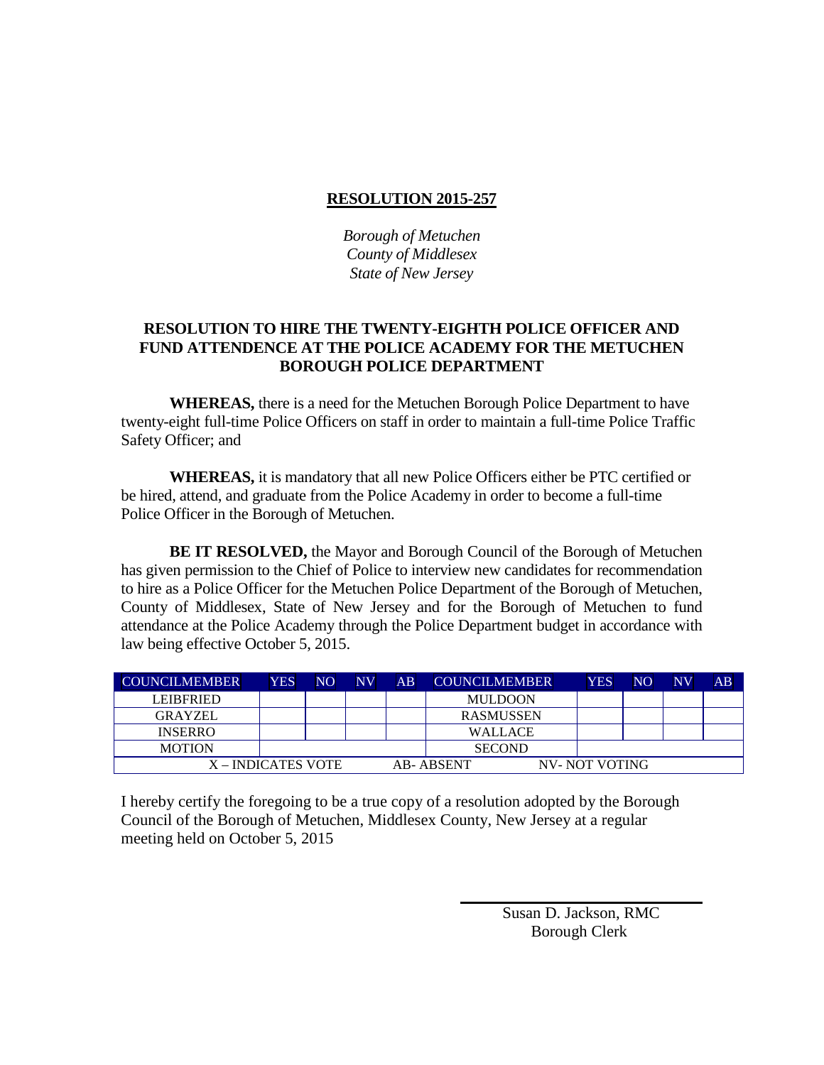**RESOLUTION 2015-257**

*Borough of Metuchen*
*County of Middlesex*
*State of New Jersey*

**RESOLUTION TO HIRE THE TWENTY-EIGHTH POLICE OFFICER AND FUND ATTENDENCE AT THE POLICE ACADEMY FOR THE METUCHEN BOROUGH POLICE DEPARTMENT**

**WHEREAS,** there is a need for the Metuchen Borough Police Department to have twenty-eight full-time Police Officers on staff in order to maintain a full-time Police Traffic Safety Officer; and

**WHEREAS,** it is mandatory that all new Police Officers either be PTC certified or be hired, attend, and graduate from the Police Academy in order to become a full-time Police Officer in the Borough of Metuchen.

**BE IT RESOLVED,** the Mayor and Borough Council of the Borough of Metuchen has given permission to the Chief of Police to interview new candidates for recommendation to hire as a Police Officer for the Metuchen Police Department of the Borough of Metuchen, County of Middlesex, State of New Jersey and for the Borough of Metuchen to fund attendance at the Police Academy through the Police Department budget in accordance with law being effective October 5, 2015.

| COUNCILMEMBER | YES | NO | NV | AB | COUNCILMEMBER | YES | NO | NV | AB |
|---|---|---|---|---|---|---|---|---|---|
| LEIBFRIED | | | | | MULDOON | | | | |
| GRAYZEL | | | | | RASMUSSEN | | | | |
| INSERRO | | | | | WALLACE | | | | |
| MOTION | | | | | SECOND | | | | |
| X – INDICATES VOTE | | | | AB- ABSENT | | NV- NOT VOTING | | | |

I hereby certify the foregoing to be a true copy of a resolution adopted by the Borough Council of the Borough of Metuchen, Middlesex County, New Jersey at a regular meeting held on October 5, 2015

Susan D. Jackson, RMC
Borough Clerk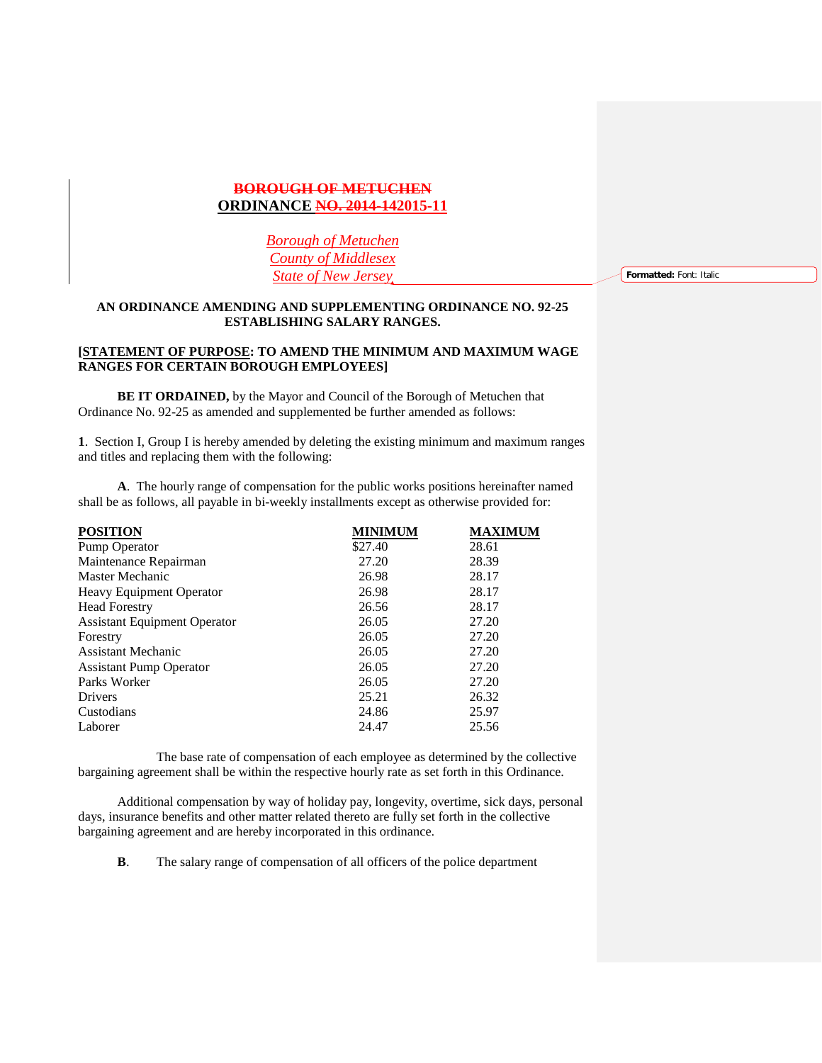**~~BOROUGH OF METUCHEN~~**
**ORDINANCE ~~NO. 2014-14~~2015-11**

*Borough of Metuchen*
*County of Middlesex*
*State of New Jersey*

**AN ORDINANCE AMENDING AND SUPPLEMENTING ORDINANCE NO. 92-25 ESTABLISHING SALARY RANGES.**

**[STATEMENT OF PURPOSE: TO AMEND THE MINIMUM AND MAXIMUM WAGE RANGES FOR CERTAIN BOROUGH EMPLOYEES]**

**BE IT ORDAINED,** by the Mayor and Council of the Borough of Metuchen that Ordinance No. 92-25 as amended and supplemented be further amended as follows:

**1**. Section I, Group I is hereby amended by deleting the existing minimum and maximum ranges and titles and replacing them with the following:

**A**. The hourly range of compensation for the public works positions hereinafter named shall be as follows, all payable in bi-weekly installments except as otherwise provided for:

| POSITION | MINIMUM | MAXIMUM |
|---|---|---|
| Pump Operator | $27.40 | 28.61 |
| Maintenance Repairman | 27.20 | 28.39 |
| Master Mechanic | 26.98 | 28.17 |
| Heavy Equipment Operator | 26.98 | 28.17 |
| Head Forestry | 26.56 | 28.17 |
| Assistant Equipment Operator | 26.05 | 27.20 |
| Forestry | 26.05 | 27.20 |
| Assistant Mechanic | 26.05 | 27.20 |
| Assistant Pump Operator | 26.05 | 27.20 |
| Parks Worker | 26.05 | 27.20 |
| Drivers | 25.21 | 26.32 |
| Custodians | 24.86 | 25.97 |
| Laborer | 24.47 | 25.56 |

The base rate of compensation of each employee as determined by the collective bargaining agreement shall be within the respective hourly rate as set forth in this Ordinance.

Additional compensation by way of holiday pay, longevity, overtime, sick days, personal days, insurance benefits and other matter related thereto are fully set forth in the collective bargaining agreement and are hereby incorporated in this ordinance.

**B**. The salary range of compensation of all officers of the police department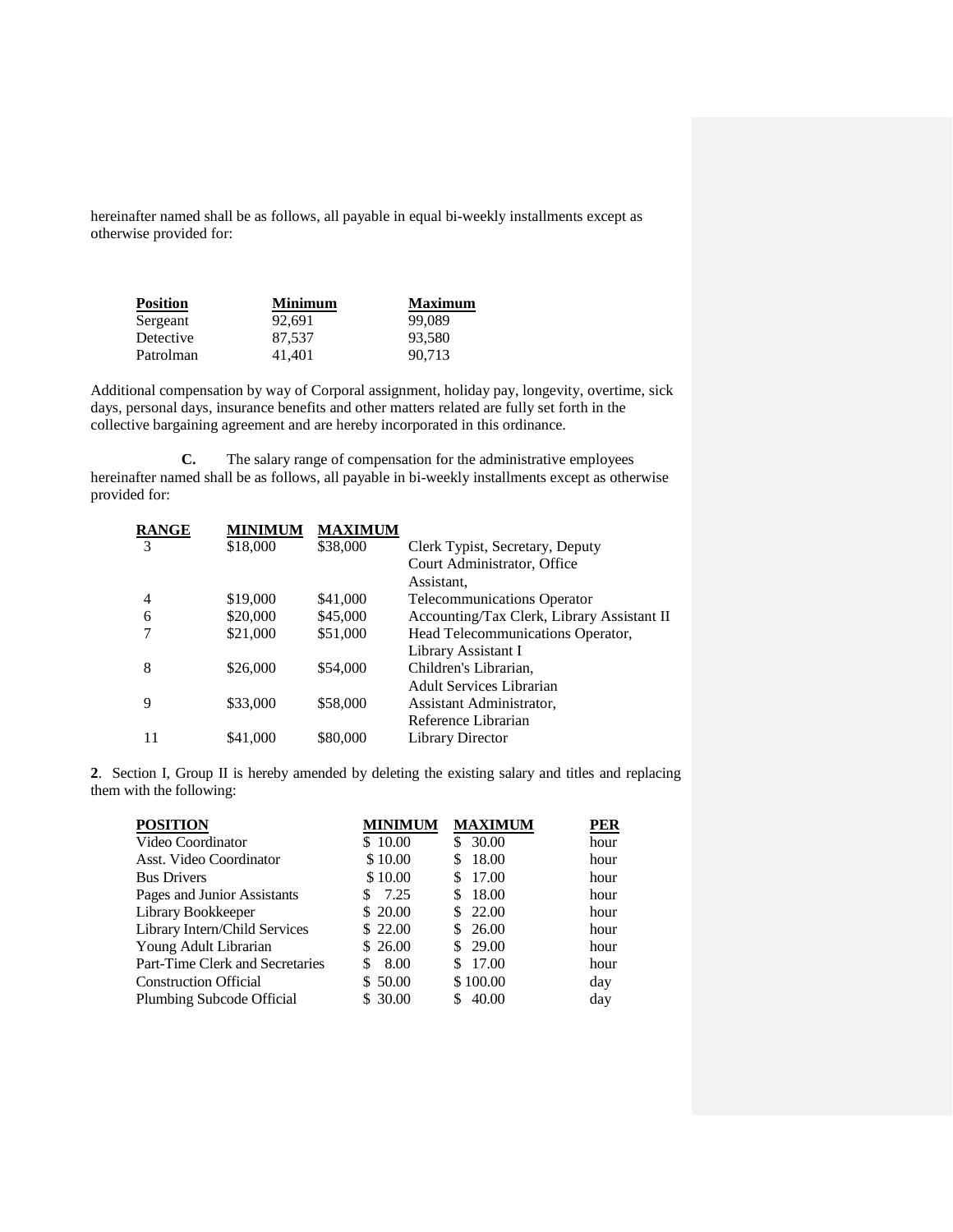hereinafter named shall be as follows, all payable in equal bi-weekly installments except as otherwise provided for:

| Position | Minimum | Maximum |
|---|---|---|
| Sergeant | 92,691 | 99,089 |
| Detective | 87,537 | 93,580 |
| Patrolman | 41,401 | 90,713 |

Additional compensation by way of Corporal assignment, holiday pay, longevity, overtime, sick days, personal days, insurance benefits and other matters related are fully set forth in the collective bargaining agreement and are hereby incorporated in this ordinance.

**C.** The salary range of compensation for the administrative employees hereinafter named shall be as follows, all payable in bi-weekly installments except as otherwise provided for:

| RANGE | MINIMUM | MAXIMUM | |
|---|---|---|---|
| 3 | $18,000 | $38,000 | Clerk Typist, Secretary, Deputy Court Administrator, Office Assistant, |
| 4 | $19,000 | $41,000 | Telecommunications Operator |
| 6 | $20,000 | $45,000 | Accounting/Tax Clerk, Library Assistant II |
| 7 | $21,000 | $51,000 | Head Telecommunications Operator, Library Assistant I |
| 8 | $26,000 | $54,000 | Children's Librarian, Adult Services Librarian |
| 9 | $33,000 | $58,000 | Assistant Administrator, Reference Librarian |
| 11 | $41,000 | $80,000 | Library Director |

**2**. Section I, Group II is hereby amended by deleting the existing salary and titles and replacing them with the following:

| POSITION | MINIMUM | MAXIMUM | PER |
|---|---|---|---|
| Video Coordinator | $ 10.00 | $ 30.00 | hour |
| Asst. Video Coordinator | $ 10.00 | $ 18.00 | hour |
| Bus Drivers | $ 10.00 | $ 17.00 | hour |
| Pages and Junior Assistants | $ 7.25 | $ 18.00 | hour |
| Library Bookkeeper | $ 20.00 | $ 22.00 | hour |
| Library Intern/Child Services | $ 22.00 | $ 26.00 | hour |
| Young Adult Librarian | $ 26.00 | $ 29.00 | hour |
| Part-Time Clerk and Secretaries | $ 8.00 | $ 17.00 | hour |
| Construction Official | $ 50.00 | $ 100.00 | day |
| Plumbing Subcode Official | $ 30.00 | $ 40.00 | day |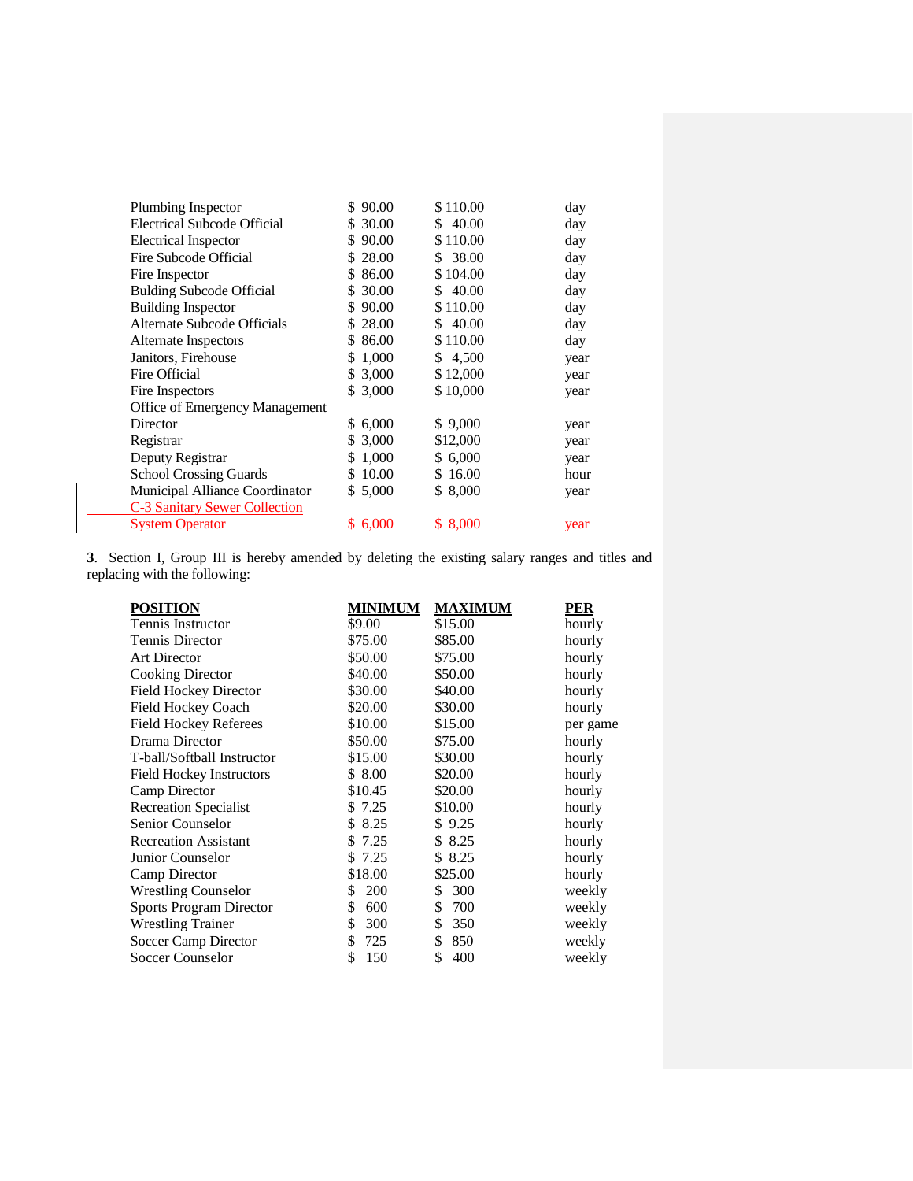| | | | |
|---|---|---|---|
| Plumbing Inspector | $ 90.00 | $ 110.00 | day |
| Electrical Subcode Official | $ 30.00 | $ 40.00 | day |
| Electrical Inspector | $ 90.00 | $ 110.00 | day |
| Fire Subcode Official | $ 28.00 | $ 38.00 | day |
| Fire Inspector | $ 86.00 | $ 104.00 | day |
| Bulding Subcode Official | $ 30.00 | $ 40.00 | day |
| Building Inspector | $ 90.00 | $ 110.00 | day |
| Alternate Subcode Officials | $ 28.00 | $ 40.00 | day |
| Alternate Inspectors | $ 86.00 | $ 110.00 | day |
| Janitors, Firehouse | $ 1,000 | $ 4,500 | year |
| Fire Official | $ 3,000 | $ 12,000 | year |
| Fire Inspectors | $ 3,000 | $ 10,000 | year |
| Office of Emergency Management Director | $ 6,000 | $ 9,000 | year |
| Registrar | $ 3,000 | $12,000 | year |
| Deputy Registrar | $ 1,000 | $ 6,000 | year |
| School Crossing Guards | $ 10.00 | $ 16.00 | hour |
| Municipal Alliance Coordinator | $ 5,000 | $ 8,000 | year |
| C-3 Sanitary Sewer Collection System Operator | $ 6,000 | $ 8,000 | year |

**3**. Section I, Group III is hereby amended by deleting the existing salary ranges and titles and replacing with the following:

| **POSITION** | **MINIMUM** | **MAXIMUM** | **PER** |
|---|---|---|---|
| Tennis Instructor | $9.00 | $15.00 | hourly |
| Tennis Director | $75.00 | $85.00 | hourly |
| Art Director | $50.00 | $75.00 | hourly |
| Cooking Director | $40.00 | $50.00 | hourly |
| Field Hockey Director | $30.00 | $40.00 | hourly |
| Field Hockey Coach | $20.00 | $30.00 | hourly |
| Field Hockey Referees | $10.00 | $15.00 | per game |
| Drama Director | $50.00 | $75.00 | hourly |
| T-ball/Softball Instructor | $15.00 | $30.00 | hourly |
| Field Hockey Instructors | $ 8.00 | $20.00 | hourly |
| Camp Director | $10.45 | $20.00 | hourly |
| Recreation Specialist | $ 7.25 | $10.00 | hourly |
| Senior Counselor | $ 8.25 | $ 9.25 | hourly |
| Recreation Assistant | $ 7.25 | $ 8.25 | hourly |
| Junior Counselor | $ 7.25 | $ 8.25 | hourly |
| Camp Director | $18.00 | $25.00 | hourly |
| Wrestling Counselor | $ 200 | $ 300 | weekly |
| Sports Program Director | $ 600 | $ 700 | weekly |
| Wrestling Trainer | $ 300 | $ 350 | weekly |
| Soccer Camp Director | $ 725 | $ 850 | weekly |
| Soccer Counselor | $ 150 | $ 400 | weekly |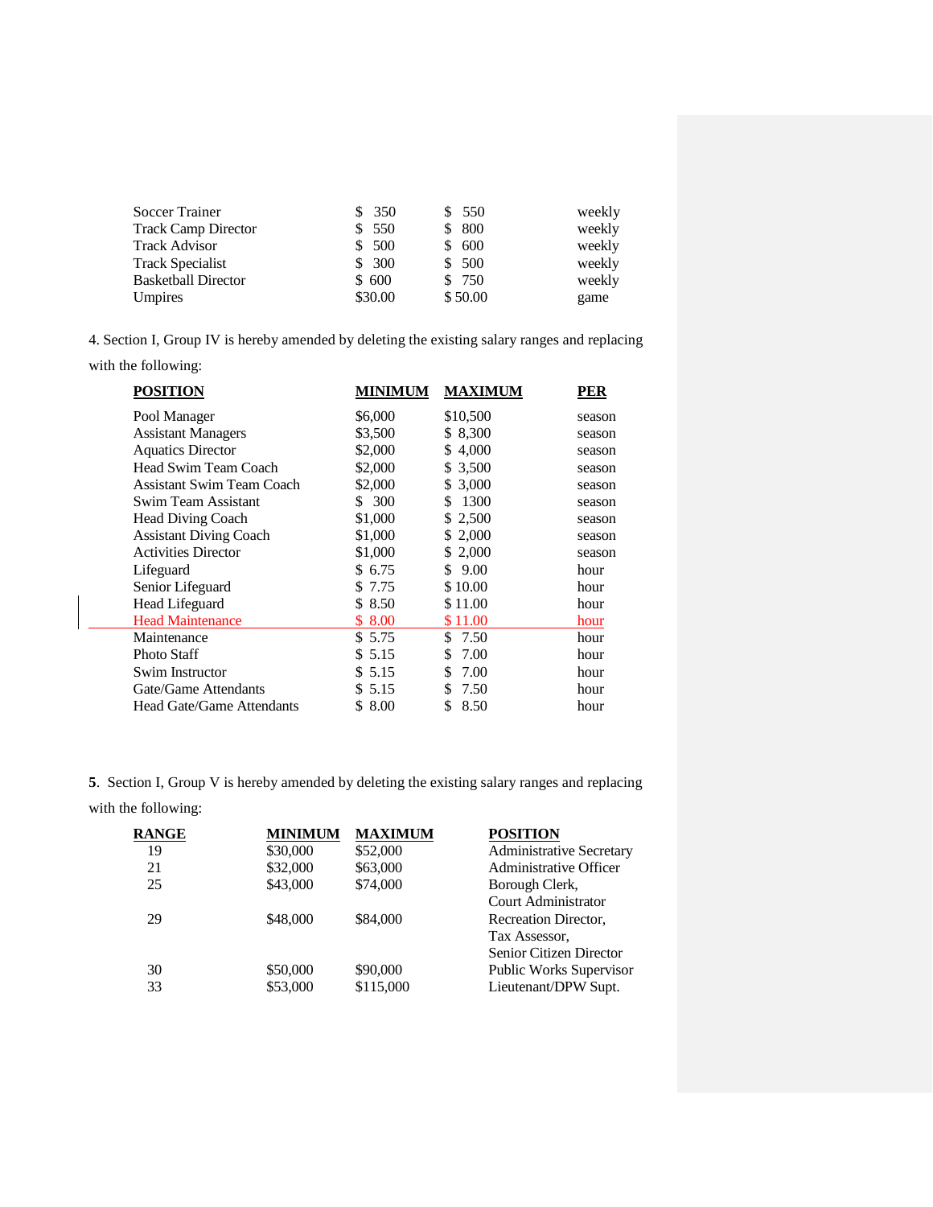| | | | |
|---|---|---|---|
| Soccer Trainer | $ 350 | $ 550 | weekly |
| Track Camp Director | $ 550 | $ 800 | weekly |
| Track Advisor | $ 500 | $ 600 | weekly |
| Track Specialist | $ 300 | $ 500 | weekly |
| Basketball Director | $ 600 | $ 750 | weekly |
| Umpires | $30.00 | $ 50.00 | game |

4. Section I, Group IV is hereby amended by deleting the existing salary ranges and replacing with the following:

| **POSITION** | **MINIMUM** | **MAXIMUM** | **PER** |
|---|---|---|---|
| Pool Manager | $6,000 | $10,500 | season |
| Assistant Managers | $3,500 | $ 8,300 | season |
| Aquatics Director | $2,000 | $ 4,000 | season |
| Head Swim Team Coach | $2,000 | $ 3,500 | season |
| Assistant Swim Team Coach | $2,000 | $ 3,000 | season |
| Swim Team Assistant | $ 300 | $ 1300 | season |
| Head Diving Coach | $1,000 | $ 2,500 | season |
| Assistant Diving Coach | $1,000 | $ 2,000 | season |
| Activities Director | $1,000 | $ 2,000 | season |
| Lifeguard | $ 6.75 | $ 9.00 | hour |
| Senior Lifeguard | $ 7.75 | $ 10.00 | hour |
| Head Lifeguard | $ 8.50 | $ 11.00 | hour |
| Head Maintenance | $ 8.00 | $ 11.00 | hour |
| Maintenance | $ 5.75 | $ 7.50 | hour |
| Photo Staff | $ 5.15 | $ 7.00 | hour |
| Swim Instructor | $ 5.15 | $ 7.00 | hour |
| Gate/Game Attendants | $ 5.15 | $ 7.50 | hour |
| Head Gate/Game Attendants | $ 8.00 | $ 8.50 | hour |

**5**. Section I, Group V is hereby amended by deleting the existing salary ranges and replacing with the following:

| **RANGE** | **MINIMUM** | **MAXIMUM** | **POSITION** |
|---|---|---|---|
| 19 | $30,000 | $52,000 | Administrative Secretary |
| 21 | $32,000 | $63,000 | Administrative Officer |
| 25 | $43,000 | $74,000 | Borough Clerk, Court Administrator |
| 29 | $48,000 | $84,000 | Recreation Director, Tax Assessor, Senior Citizen Director |
| 30 | $50,000 | $90,000 | Public Works Supervisor |
| 33 | $53,000 | $115,000 | Lieutenant/DPW Supt. |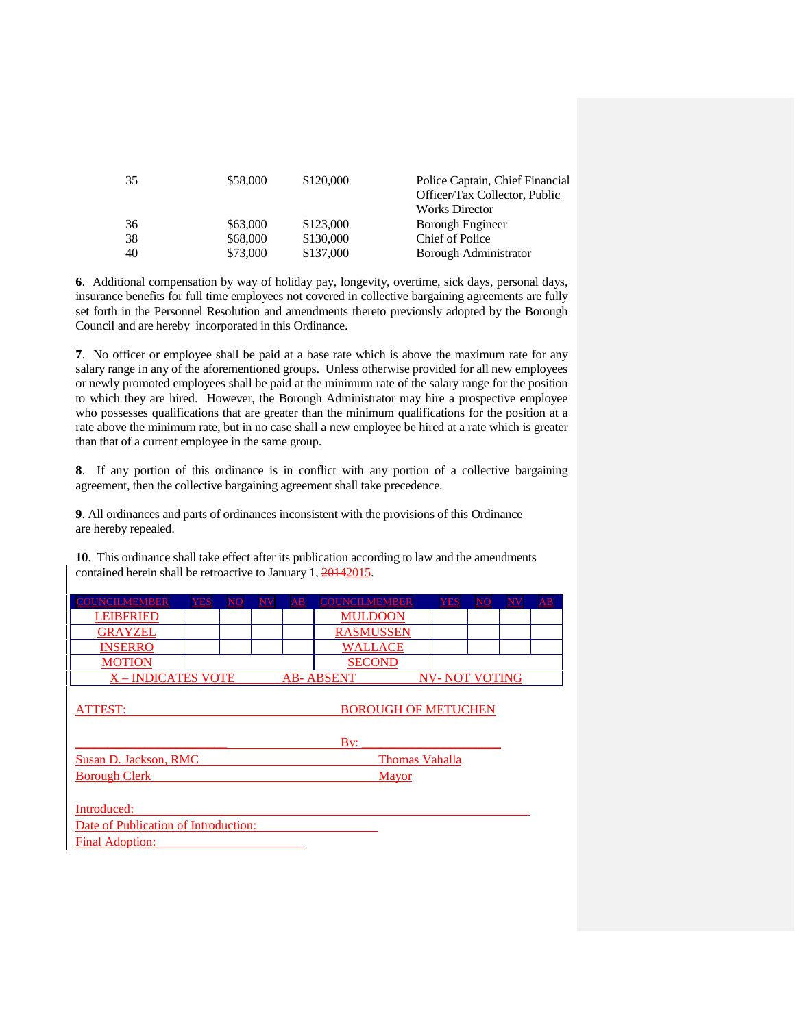| | | | |
|---|---|---|---|
| 35 | $58,000 | $120,000 | Police Captain, Chief Financial Officer/Tax Collector, Public Works Director |
| 36 | $63,000 | $123,000 | Borough Engineer |
| 38 | $68,000 | $130,000 | Chief of Police |
| 40 | $73,000 | $137,000 | Borough Administrator |

**6**. Additional compensation by way of holiday pay, longevity, overtime, sick days, personal days, insurance benefits for full time employees not covered in collective bargaining agreements are fully set forth in the Personnel Resolution and amendments thereto previously adopted by the Borough Council and are hereby incorporated in this Ordinance.

**7**. No officer or employee shall be paid at a base rate which is above the maximum rate for any salary range in any of the aforementioned groups. Unless otherwise provided for all new employees or newly promoted employees shall be paid at the minimum rate of the salary range for the position to which they are hired. However, the Borough Administrator may hire a prospective employee who possesses qualifications that are greater than the minimum qualifications for the position at a rate above the minimum rate, but in no case shall a new employee be hired at a rate which is greater than that of a current employee in the same group.

**8**. If any portion of this ordinance is in conflict with any portion of a collective bargaining agreement, then the collective bargaining agreement shall take precedence.

**9**. All ordinances and parts of ordinances inconsistent with the provisions of this Ordinance are hereby repealed.

**10**. This ordinance shall take effect after its publication according to law and the amendments contained herein shall be retroactive to January 1, ~~2014~~2015.

| COUNCILMEMBER | YES | NO | NV | AB | COUNCILMEMBER | YES | NO | NV | AB |
|---|---|---|---|---|---|---|---|---|---|
| LEIBFRIED | | | | | MULDOON | | | | |
| GRAYZEL | | | | | RASMUSSEN | | | | |
| INSERRO | | | | | WALLACE | | | | |
| MOTION | | | | | SECOND | | | | |
| X – INDICATES VOTE | | | AB- ABSENT | | | NV- NOT VOTING | | | |

ATTEST: BOROUGH OF METUCHEN

______________________ By: ______________________

Susan D. Jackson, RMC Thomas Vahalla

Borough Clerk Mayor

Introduced: ______________________

Date of Publication of Introduction: ______________________

Final Adoption: ______________________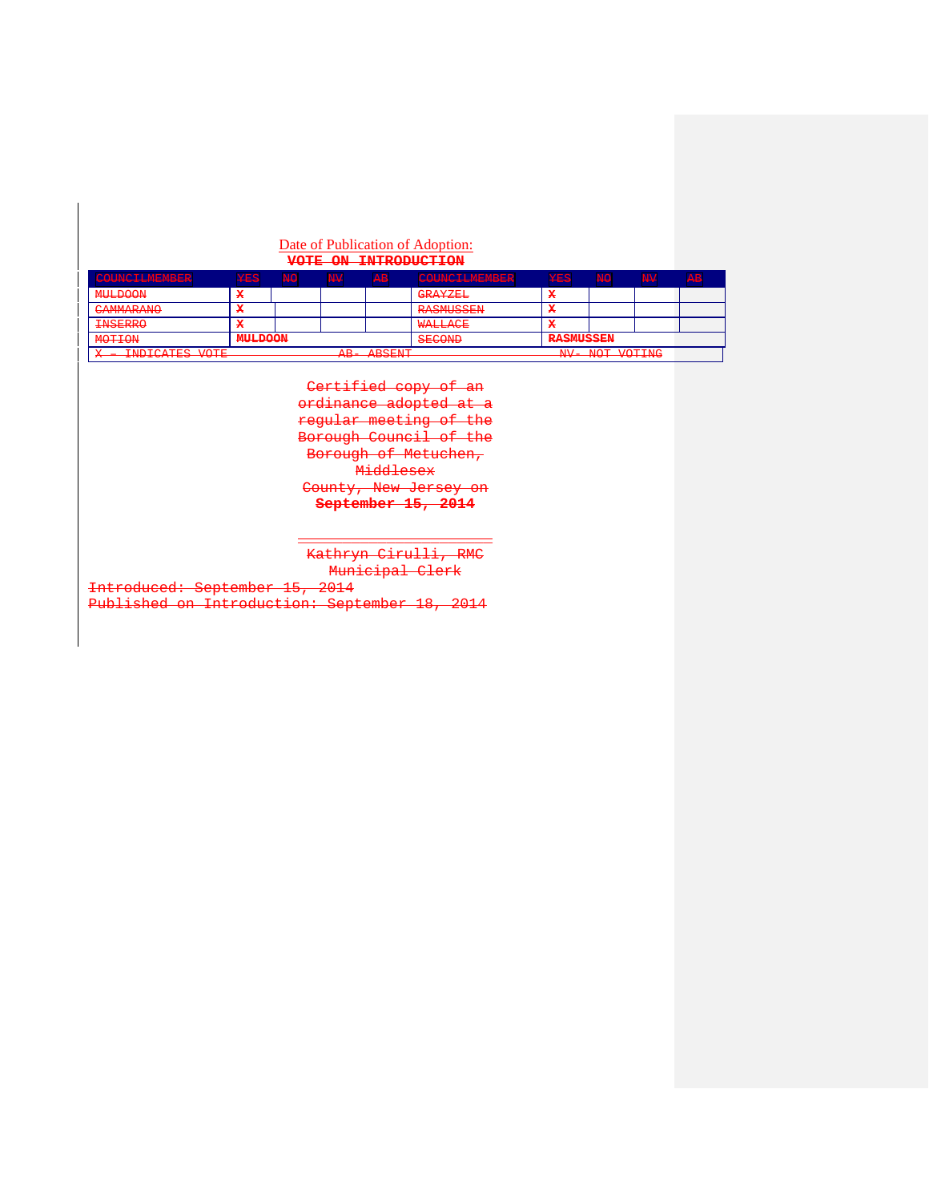Date of Publication of Adoption:

~~**VOTE ON INTRODUCTION**~~

| ~~COUNCILMEMBER~~ | ~~YES~~ | ~~NO~~ | ~~NV~~ | ~~AB~~ | ~~COUNCILMEMBER~~ | ~~YES~~ | ~~NO~~ | ~~NV~~ | ~~AB~~ |
|---|---|---|---|---|---|---|---|---|---|
| ~~MULDOON~~ | ~~X~~ | | | | ~~GRAYZEL~~ | ~~X~~ | | | |
| ~~CAMMARANO~~ | ~~X~~ | | | | ~~RASMUSSEN~~ | ~~X~~ | | | |
| ~~INSERRO~~ | ~~X~~ | | | | ~~WALLACE~~ | ~~X~~ | | | |
| ~~MOTION~~ | ~~**MULDOON**~~ | | | | ~~SECOND~~ | ~~**RASMUSSEN**~~ | | | |
| ~~X – INDICATES VOTE~~ | | | ~~AB- ABSENT~~ | | | ~~NV- NOT VOTING~~ | | | |

~~Certified copy of an ordinance adopted at a regular meeting of the Borough Council of the Borough of Metuchen, Middlesex County, New Jersey on~~ ~~**September 15, 2014**~~

\_\_\_\_\_\_\_\_\_\_\_\_\_\_\_\_\_\_\_\_\_\_\_\_\_\_

~~Kathryn Cirulli, RMC~~
~~Municipal Clerk~~

~~Introduced: September 15, 2014~~
~~Published on Introduction: September 18, 2014~~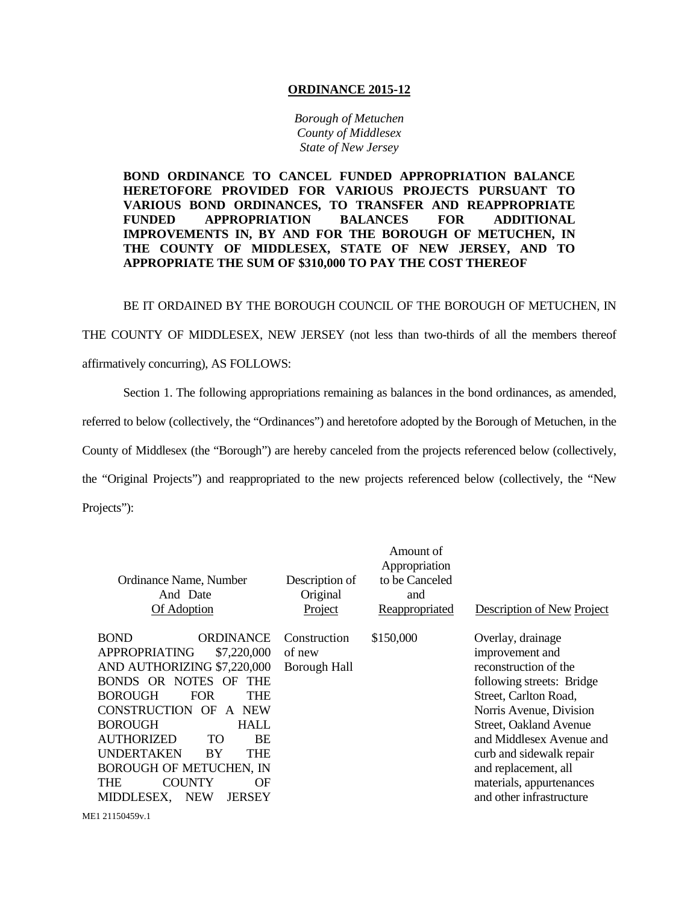**ORDINANCE 2015-12**

*Borough of Metuchen*
*County of Middlesex*
*State of New Jersey*

**BOND ORDINANCE TO CANCEL FUNDED APPROPRIATION BALANCE HERETOFORE PROVIDED FOR VARIOUS PROJECTS PURSUANT TO VARIOUS BOND ORDINANCES, TO TRANSFER AND REAPPROPRIATE FUNDED APPROPRIATION BALANCES FOR ADDITIONAL IMPROVEMENTS IN, BY AND FOR THE BOROUGH OF METUCHEN, IN THE COUNTY OF MIDDLESEX, STATE OF NEW JERSEY, AND TO APPROPRIATE THE SUM OF $310,000 TO PAY THE COST THEREOF**

BE IT ORDAINED BY THE BOROUGH COUNCIL OF THE BOROUGH OF METUCHEN, IN THE COUNTY OF MIDDLESEX, NEW JERSEY (not less than two-thirds of all the members thereof affirmatively concurring), AS FOLLOWS:

Section 1. The following appropriations remaining as balances in the bond ordinances, as amended, referred to below (collectively, the "Ordinances") and heretofore adopted by the Borough of Metuchen, in the County of Middlesex (the "Borough") are hereby canceled from the projects referenced below (collectively, the "Original Projects") and reappropriated to the new projects referenced below (collectively, the "New Projects"):

| Ordinance Name, Number And Date Of Adoption | Description of Original Project | Amount of Appropriation to be Canceled and Reappropriated | Description of New Project |
|---|---|---|---|
| BOND ORDINANCE APPROPRIATING $7,220,000 AND AUTHORIZING $7,220,000 BONDS OR NOTES OF THE BOROUGH FOR THE CONSTRUCTION OF A NEW BOROUGH HALL AUTHORIZED TO BE UNDERTAKEN BY THE BOROUGH OF METUCHEN, IN THE COUNTY OF MIDDLESEX, NEW JERSEY | Construction of new Borough Hall | $150,000 | Overlay, drainage improvement and reconstruction of the following streets: Bridge Street, Carlton Road, Norris Avenue, Division Street, Oakland Avenue and Middlesex Avenue and curb and sidewalk repair and replacement, all materials, appurtenances and other infrastructure |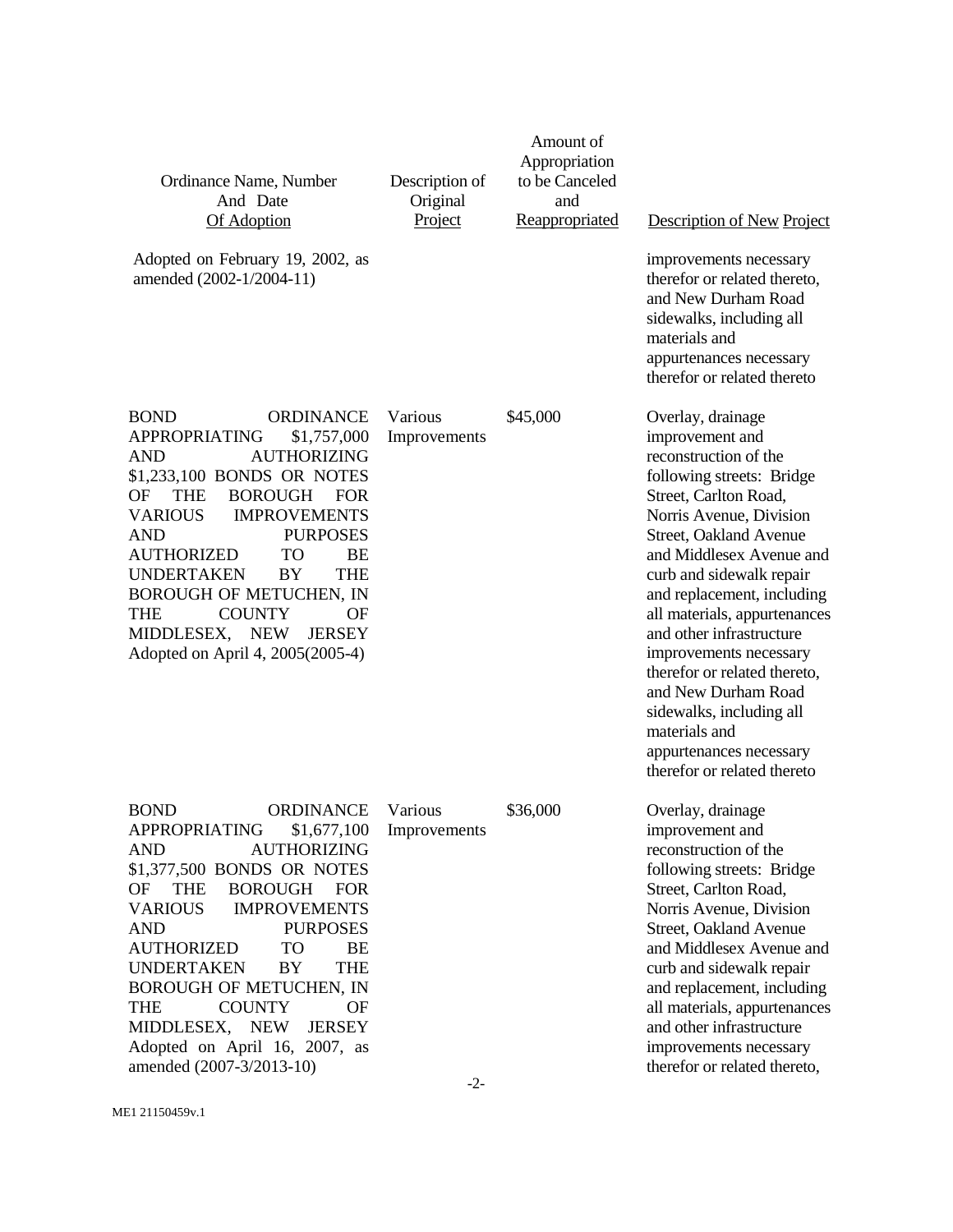| Ordinance Name, Number And Date Of Adoption | Description of Original Project | Amount of Appropriation to be Canceled and Reappropriated | Description of New Project |
|---|---|---|---|
| Adopted on February 19, 2002, as amended (2002-1/2004-11) | | | improvements necessary therefor or related thereto, and New Durham Road sidewalks, including all materials and appurtenances necessary therefor or related thereto |
| BOND ORDINANCE APPROPRIATING $1,757,000 AND AUTHORIZING $1,233,100 BONDS OR NOTES OF THE BOROUGH FOR VARIOUS IMPROVEMENTS AND PURPOSES AUTHORIZED TO BE UNDERTAKEN BY THE BOROUGH OF METUCHEN, IN THE COUNTY OF MIDDLESEX, NEW JERSEY Adopted on April 4, 2005(2005-4) | Various Improvements | $45,000 | Overlay, drainage improvement and reconstruction of the following streets: Bridge Street, Carlton Road, Norris Avenue, Division Street, Oakland Avenue and Middlesex Avenue and curb and sidewalk repair and replacement, including all materials, appurtenances and other infrastructure improvements necessary therefor or related thereto, and New Durham Road sidewalks, including all materials and appurtenances necessary therefor or related thereto |
| BOND ORDINANCE APPROPRIATING $1,677,100 AND AUTHORIZING $1,377,500 BONDS OR NOTES OF THE BOROUGH FOR VARIOUS IMPROVEMENTS AND PURPOSES AUTHORIZED TO BE UNDERTAKEN BY THE BOROUGH OF METUCHEN, IN THE COUNTY OF MIDDLESEX, NEW JERSEY Adopted on April 16, 2007, as amended (2007-3/2013-10) | Various Improvements | $36,000 | Overlay, drainage improvement and reconstruction of the following streets: Bridge Street, Carlton Road, Norris Avenue, Division Street, Oakland Avenue and Middlesex Avenue and curb and sidewalk repair and replacement, including all materials, appurtenances and other infrastructure improvements necessary therefor or related thereto, |

ME1 21150459v.1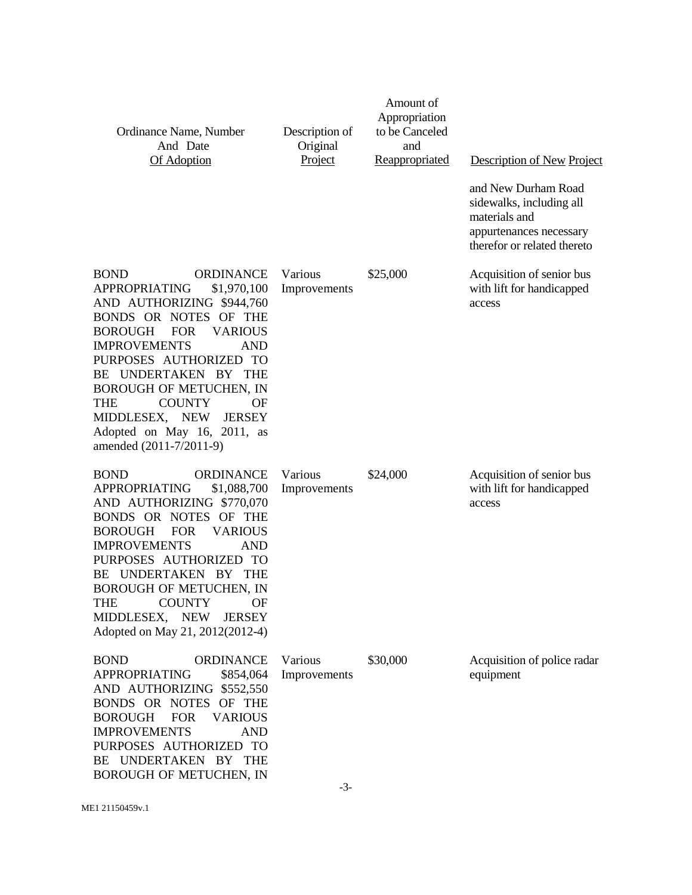| Ordinance Name, Number And Date Of Adoption | Description of Original Project | Amount of Appropriation to be Canceled and Reappropriated | Description of New Project |
|---|---|---|---|
| | | | and New Durham Road sidewalks, including all materials and appurtenances necessary therefor or related thereto |
| BOND ORDINANCE APPROPRIATING $1,970,100 AND AUTHORIZING $944,760 BONDS OR NOTES OF THE BOROUGH FOR VARIOUS IMPROVEMENTS AND PURPOSES AUTHORIZED TO BE UNDERTAKEN BY THE BOROUGH OF METUCHEN, IN THE COUNTY OF MIDDLESEX, NEW JERSEY Adopted on May 16, 2011, as amended (2011-7/2011-9) | Various Improvements | $25,000 | Acquisition of senior bus with lift for handicapped access |
| BOND ORDINANCE APPROPRIATING $1,088,700 AND AUTHORIZING $770,070 BONDS OR NOTES OF THE BOROUGH FOR VARIOUS IMPROVEMENTS AND PURPOSES AUTHORIZED TO BE UNDERTAKEN BY THE BOROUGH OF METUCHEN, IN THE COUNTY OF MIDDLESEX, NEW JERSEY Adopted on May 21, 2012(2012-4) | Various Improvements | $24,000 | Acquisition of senior bus with lift for handicapped access |
| BOND ORDINANCE APPROPRIATING $854,064 AND AUTHORIZING $552,550 BONDS OR NOTES OF THE BOROUGH FOR VARIOUS IMPROVEMENTS AND PURPOSES AUTHORIZED TO BE UNDERTAKEN BY THE BOROUGH OF METUCHEN, IN | Various Improvements | $30,000 | Acquisition of police radar equipment |

ME1 21150459v.1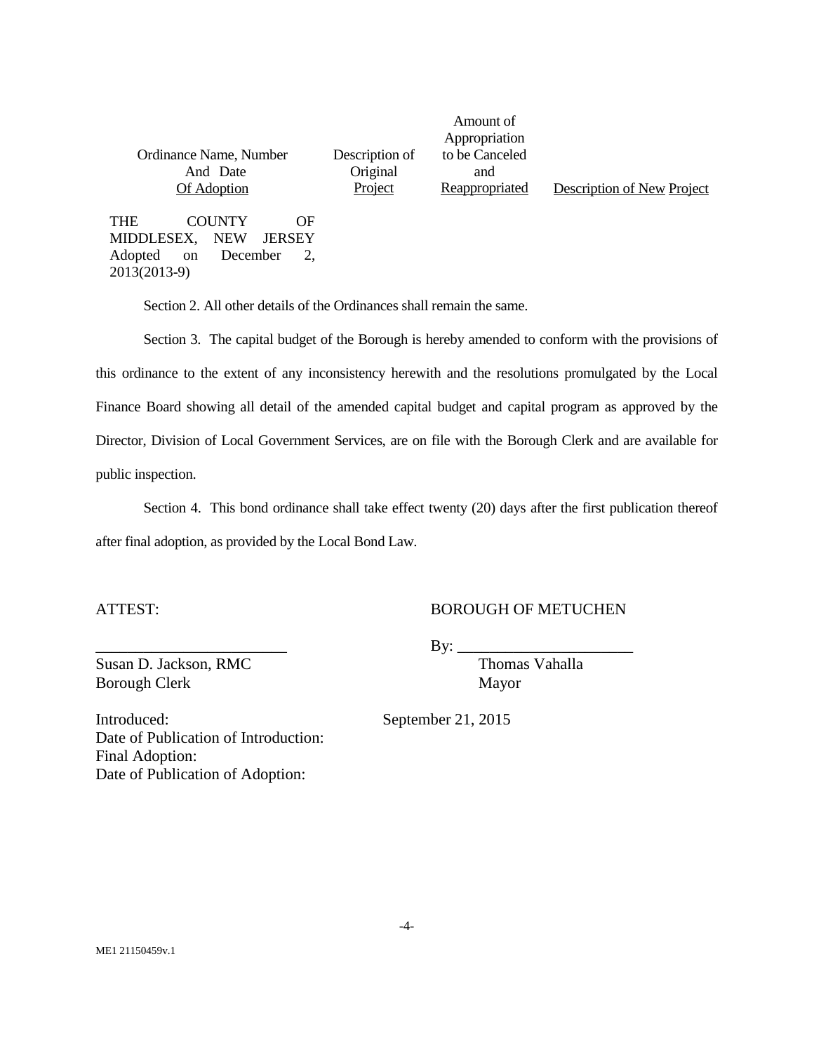| Ordinance Name, Number And Date Of Adoption | Description of Original Project | Amount of Appropriation to be Canceled and Reappropriated | Description of New Project |
|---|---|---|---|
| THE COUNTY OF MIDDLESEX, NEW JERSEY Adopted on December 2, 2013(2013-9) | | | |

Section 2. All other details of the Ordinances shall remain the same.

Section 3. The capital budget of the Borough is hereby amended to conform with the provisions of this ordinance to the extent of any inconsistency herewith and the resolutions promulgated by the Local Finance Board showing all detail of the amended capital budget and capital program as approved by the Director, Division of Local Government Services, are on file with the Borough Clerk and are available for public inspection.

Section 4. This bond ordinance shall take effect twenty (20) days after the first publication thereof after final adoption, as provided by the Local Bond Law.

ATTEST: BOROUGH OF METUCHEN

\_\_\_\_\_\_\_\_\_\_\_\_\_\_\_\_\_\_\_\_\_\_\_\_ By: \_\_\_\_\_\_\_\_\_\_\_\_\_\_\_\_\_\_\_\_\_\_

Susan D. Jackson, RMC
Borough Clerk

Thomas Vahalla
Mayor

Introduced: September 21, 2015
Date of Publication of Introduction:
Final Adoption:
Date of Publication of Adoption:

ME1 21150459v.1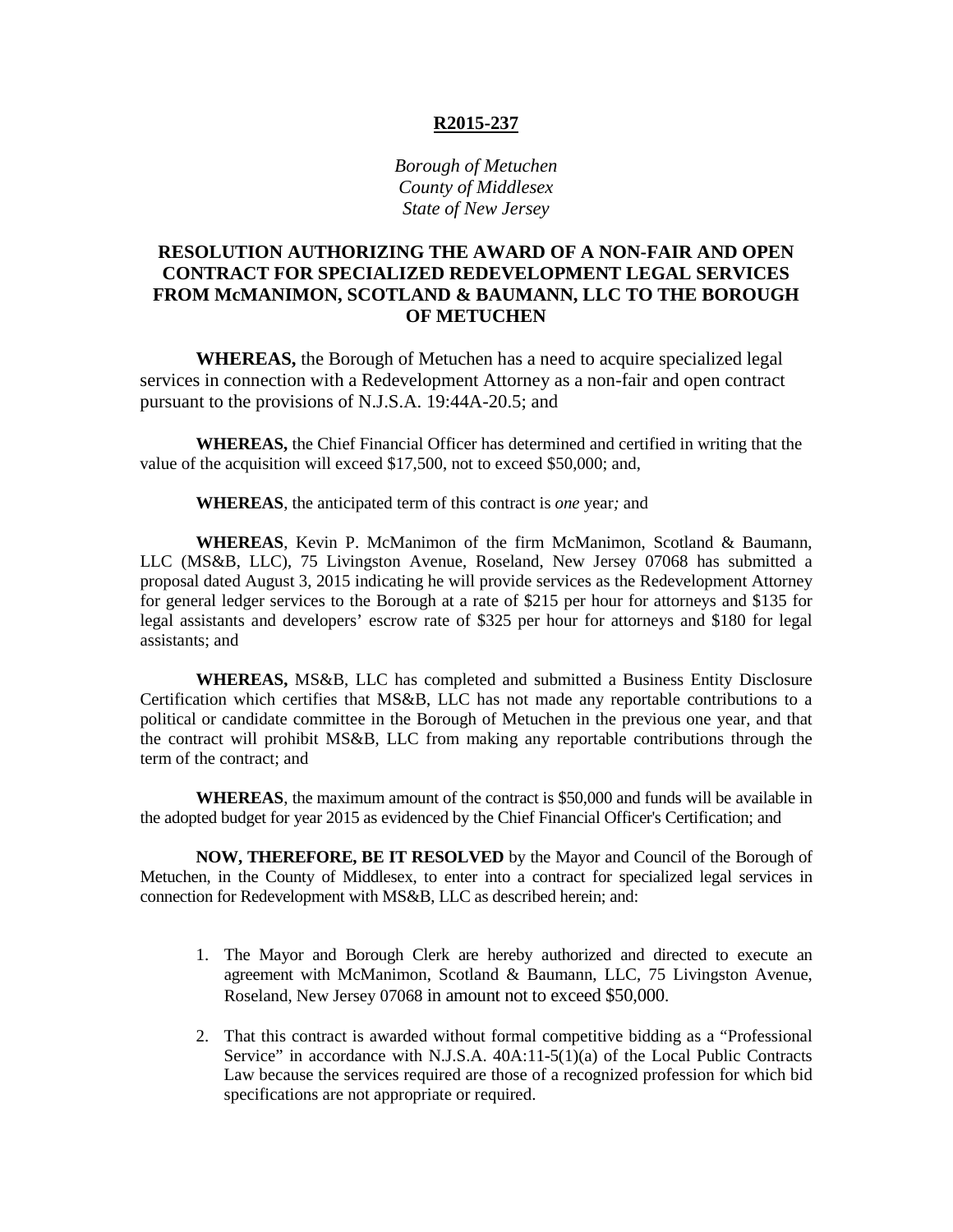**R2015-237**

*Borough of Metuchen*
*County of Middlesex*
*State of New Jersey*

**RESOLUTION AUTHORIZING THE AWARD OF A NON-FAIR AND OPEN CONTRACT FOR SPECIALIZED REDEVELOPMENT LEGAL SERVICES FROM McMANIMON, SCOTLAND & BAUMANN, LLC TO THE BOROUGH OF METUCHEN**

**WHEREAS,** the Borough of Metuchen has a need to acquire specialized legal services in connection with a Redevelopment Attorney as a non-fair and open contract pursuant to the provisions of N.J.S.A. 19:44A-20.5; and

**WHEREAS,** the Chief Financial Officer has determined and certified in writing that the value of the acquisition will exceed $17,500, not to exceed $50,000; and,

**WHEREAS**, the anticipated term of this contract is *one* year*;* and

**WHEREAS**, Kevin P. McManimon of the firm McManimon, Scotland & Baumann, LLC (MS&B, LLC), 75 Livingston Avenue, Roseland, New Jersey 07068 has submitted a proposal dated August 3, 2015 indicating he will provide services as the Redevelopment Attorney for general ledger services to the Borough at a rate of $215 per hour for attorneys and $135 for legal assistants and developers' escrow rate of $325 per hour for attorneys and $180 for legal assistants; and

**WHEREAS,** MS&B, LLC has completed and submitted a Business Entity Disclosure Certification which certifies that MS&B, LLC has not made any reportable contributions to a political or candidate committee in the Borough of Metuchen in the previous one year, and that the contract will prohibit MS&B, LLC from making any reportable contributions through the term of the contract; and

**WHEREAS**, the maximum amount of the contract is $50,000 and funds will be available in the adopted budget for year 2015 as evidenced by the Chief Financial Officer's Certification; and

**NOW, THEREFORE, BE IT RESOLVED** by the Mayor and Council of the Borough of Metuchen, in the County of Middlesex, to enter into a contract for specialized legal services in connection for Redevelopment with MS&B, LLC as described herein; and:

1. The Mayor and Borough Clerk are hereby authorized and directed to execute an agreement with McManimon, Scotland & Baumann, LLC, 75 Livingston Avenue, Roseland, New Jersey 07068 in amount not to exceed $50,000.

2. That this contract is awarded without formal competitive bidding as a "Professional Service" in accordance with N.J.S.A. 40A:11-5(1)(a) of the Local Public Contracts Law because the services required are those of a recognized profession for which bid specifications are not appropriate or required.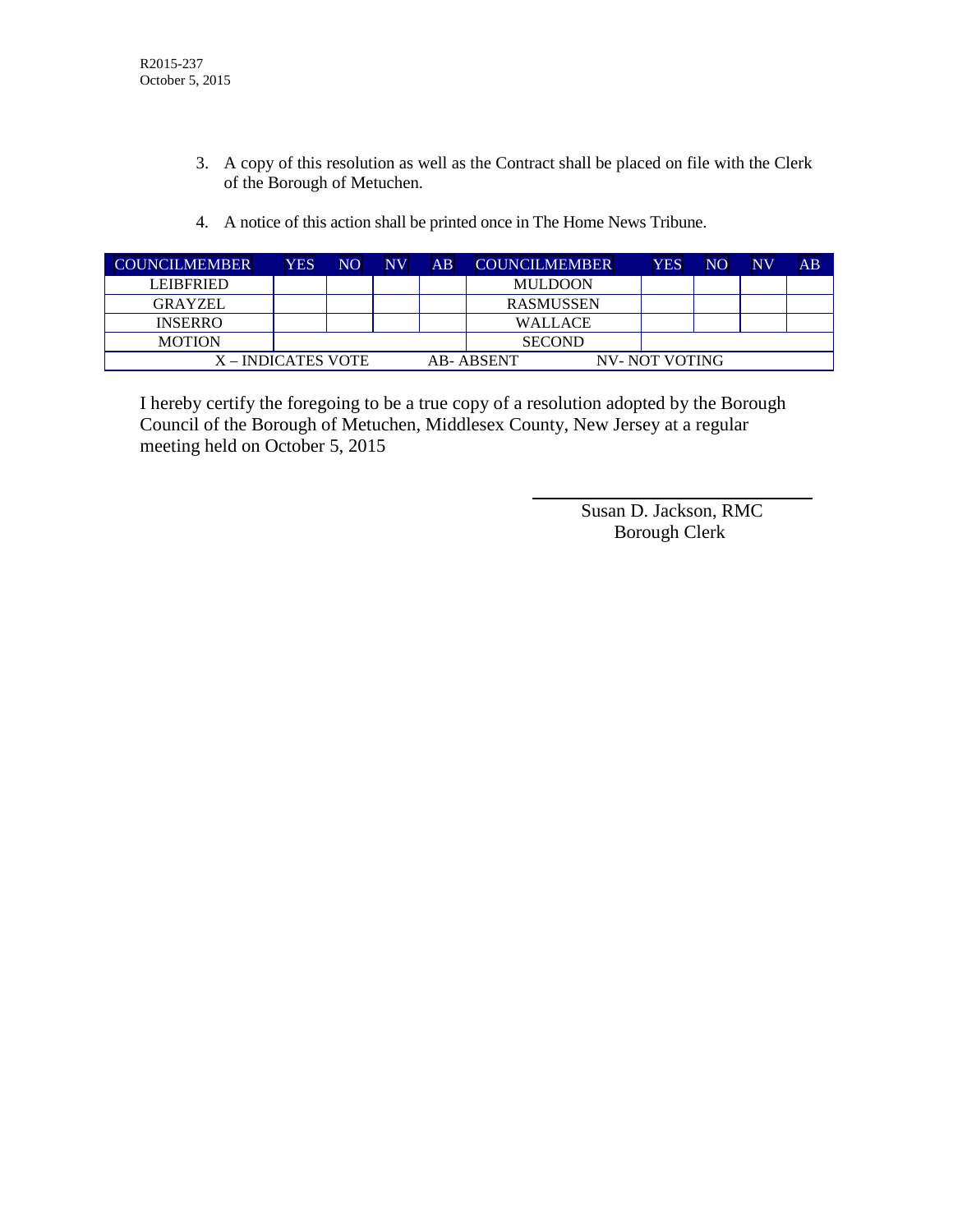R2015-237
October 5, 2015

3. A copy of this resolution as well as the Contract shall be placed on file with the Clerk of the Borough of Metuchen.

4. A notice of this action shall be printed once in The Home News Tribune.

| COUNCILMEMBER | YES | NO | NV | AB | COUNCILMEMBER | YES | NO | NV | AB |
|---|---|---|---|---|---|---|---|---|---|
| LEIBFRIED | | | | | MULDOON | | | | |
| GRAYZEL | | | | | RASMUSSEN | | | | |
| INSERRO | | | | | WALLACE | | | | |
| MOTION | | | | | SECOND | | | | |
| X – INDICATES VOTE | | | AB- ABSENT | | | NV- NOT VOTING | | | |

I hereby certify the foregoing to be a true copy of a resolution adopted by the Borough Council of the Borough of Metuchen, Middlesex County, New Jersey at a regular meeting held on October 5, 2015

Susan D. Jackson, RMC
Borough Clerk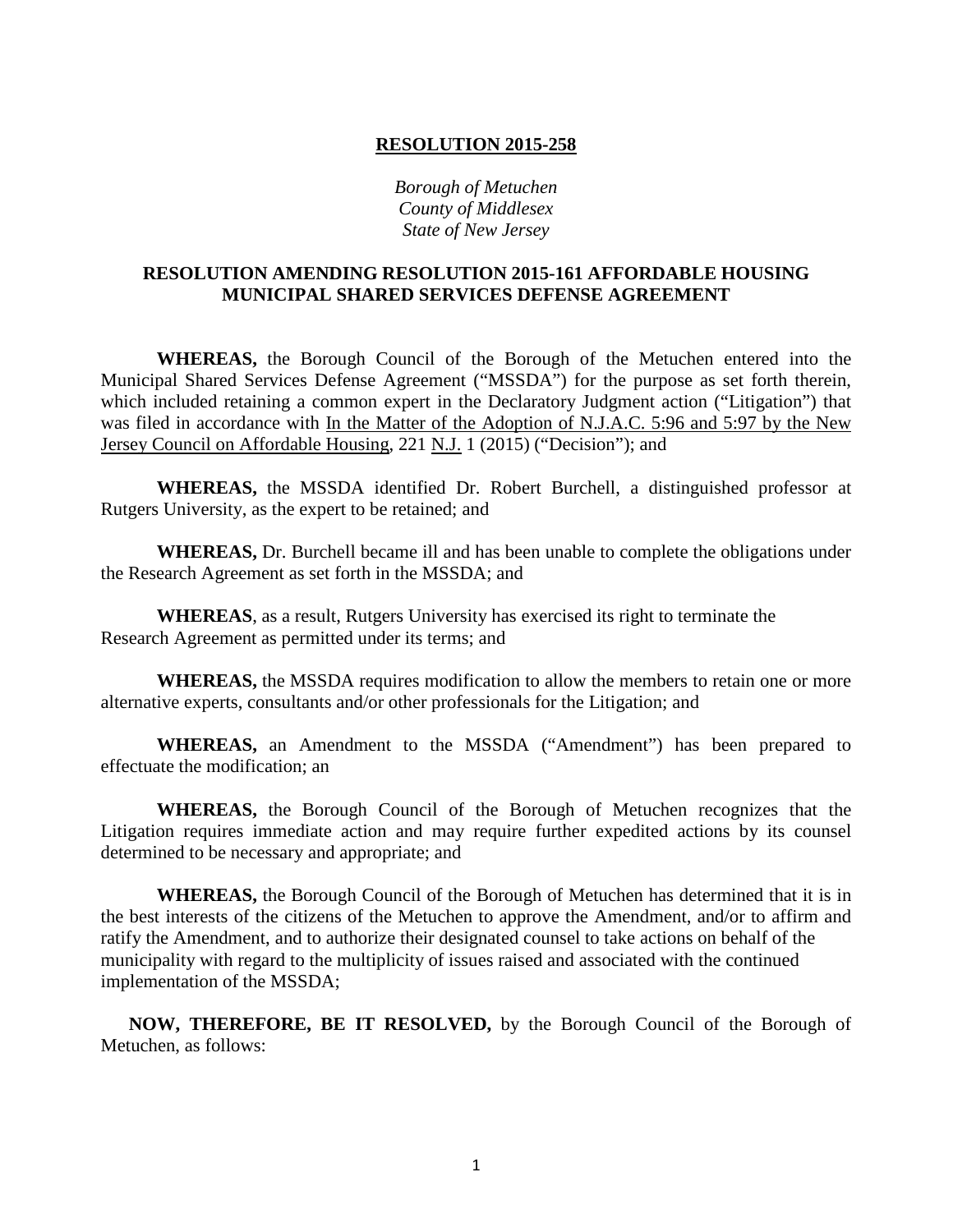**RESOLUTION 2015-258**

*Borough of Metuchen*
*County of Middlesex*
*State of New Jersey*

**RESOLUTION AMENDING RESOLUTION 2015-161 AFFORDABLE HOUSING MUNICIPAL SHARED SERVICES DEFENSE AGREEMENT**

**WHEREAS,** the Borough Council of the Borough of the Metuchen entered into the Municipal Shared Services Defense Agreement ("MSSDA") for the purpose as set forth therein, which included retaining a common expert in the Declaratory Judgment action ("Litigation") that was filed in accordance with In the Matter of the Adoption of N.J.A.C. 5:96 and 5:97 by the New Jersey Council on Affordable Housing, 221 N.J. 1 (2015) ("Decision"); and

**WHEREAS,** the MSSDA identified Dr. Robert Burchell, a distinguished professor at Rutgers University, as the expert to be retained; and

**WHEREAS,** Dr. Burchell became ill and has been unable to complete the obligations under the Research Agreement as set forth in the MSSDA; and

**WHEREAS**, as a result, Rutgers University has exercised its right to terminate the Research Agreement as permitted under its terms; and

**WHEREAS,** the MSSDA requires modification to allow the members to retain one or more alternative experts, consultants and/or other professionals for the Litigation; and

**WHEREAS,** an Amendment to the MSSDA ("Amendment") has been prepared to effectuate the modification; an

**WHEREAS,** the Borough Council of the Borough of Metuchen recognizes that the Litigation requires immediate action and may require further expedited actions by its counsel determined to be necessary and appropriate; and

**WHEREAS,** the Borough Council of the Borough of Metuchen has determined that it is in the best interests of the citizens of the Metuchen to approve the Amendment, and/or to affirm and ratify the Amendment, and to authorize their designated counsel to take actions on behalf of the municipality with regard to the multiplicity of issues raised and associated with the continued implementation of the MSSDA;

**NOW, THEREFORE, BE IT RESOLVED,** by the Borough Council of the Borough of Metuchen, as follows: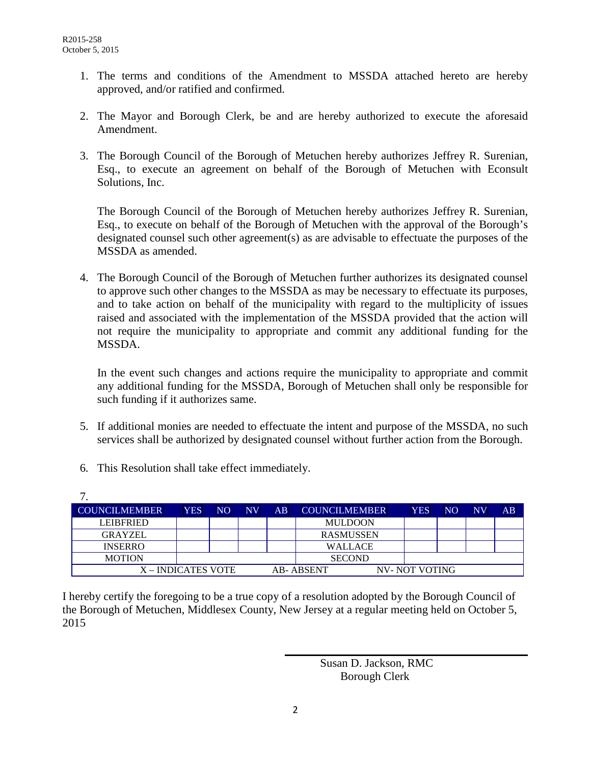R2015-258
October 5, 2015

1. The terms and conditions of the Amendment to MSSDA attached hereto are hereby approved, and/or ratified and confirmed.

2. The Mayor and Borough Clerk, be and are hereby authorized to execute the aforesaid Amendment.

3. The Borough Council of the Borough of Metuchen hereby authorizes Jeffrey R. Surenian, Esq., to execute an agreement on behalf of the Borough of Metuchen with Econsult Solutions, Inc.

   The Borough Council of the Borough of Metuchen hereby authorizes Jeffrey R. Surenian, Esq., to execute on behalf of the Borough of Metuchen with the approval of the Borough's designated counsel such other agreement(s) as are advisable to effectuate the purposes of the MSSDA as amended.

4. The Borough Council of the Borough of Metuchen further authorizes its designated counsel to approve such other changes to the MSSDA as may be necessary to effectuate its purposes, and to take action on behalf of the municipality with regard to the multiplicity of issues raised and associated with the implementation of the MSSDA provided that the action will not require the municipality to appropriate and commit any additional funding for the MSSDA.

   In the event such changes and actions require the municipality to appropriate and commit any additional funding for the MSSDA, Borough of Metuchen shall only be responsible for such funding if it authorizes same.

5. If additional monies are needed to effectuate the intent and purpose of the MSSDA, no such services shall be authorized by designated counsel without further action from the Borough.

6. This Resolution shall take effect immediately.

7.

| COUNCILMEMBER | YES | NO | NV | AB | COUNCILMEMBER | YES | NO | NV | AB |
|---|---|---|---|---|---|---|---|---|---|
| LEIBFRIED | | | | | MULDOON | | | | |
| GRAYZEL | | | | | RASMUSSEN | | | | |
| INSERRO | | | | | WALLACE | | | | |
| MOTION | | | | | SECOND | | | | |
| X – INDICATES VOTE | | | | AB- ABSENT | | NV- NOT VOTING | | | |

I hereby certify the foregoing to be a true copy of a resolution adopted by the Borough Council of the Borough of Metuchen, Middlesex County, New Jersey at a regular meeting held on October 5, 2015

Susan D. Jackson, RMC
Borough Clerk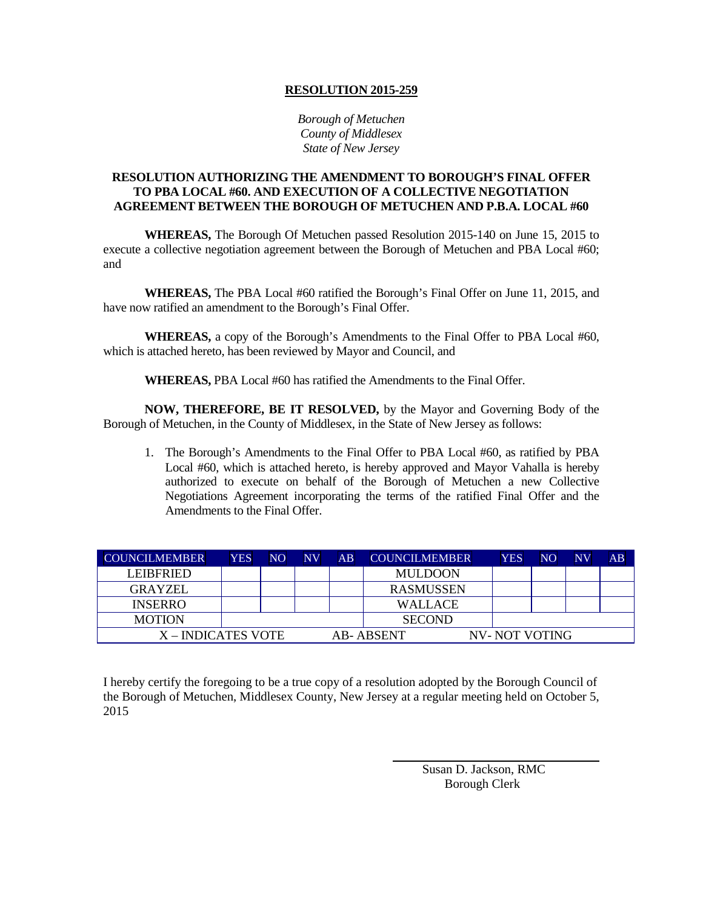**RESOLUTION 2015-259**

*Borough of Metuchen*
*County of Middlesex*
*State of New Jersey*

**RESOLUTION AUTHORIZING THE AMENDMENT TO BOROUGH'S FINAL OFFER TO PBA LOCAL #60. AND EXECUTION OF A COLLECTIVE NEGOTIATION AGREEMENT BETWEEN THE BOROUGH OF METUCHEN AND P.B.A. LOCAL #60**

**WHEREAS,** The Borough Of Metuchen passed Resolution 2015-140 on June 15, 2015 to execute a collective negotiation agreement between the Borough of Metuchen and PBA Local #60; and

**WHEREAS,** The PBA Local #60 ratified the Borough's Final Offer on June 11, 2015, and have now ratified an amendment to the Borough's Final Offer.

**WHEREAS,** a copy of the Borough's Amendments to the Final Offer to PBA Local #60, which is attached hereto, has been reviewed by Mayor and Council, and

**WHEREAS,** PBA Local #60 has ratified the Amendments to the Final Offer.

**NOW, THEREFORE, BE IT RESOLVED,** by the Mayor and Governing Body of the Borough of Metuchen, in the County of Middlesex, in the State of New Jersey as follows:

1. The Borough's Amendments to the Final Offer to PBA Local #60, as ratified by PBA Local #60, which is attached hereto, is hereby approved and Mayor Vahalla is hereby authorized to execute on behalf of the Borough of Metuchen a new Collective Negotiations Agreement incorporating the terms of the ratified Final Offer and the Amendments to the Final Offer.

| COUNCILMEMBER | YES | NO | NV | AB | COUNCILMEMBER | YES | NO | NV | AB |
|---|---|---|---|---|---|---|---|---|---|
| LEIBFRIED | | | | | MULDOON | | | | |
| GRAYZEL | | | | | RASMUSSEN | | | | |
| INSERRO | | | | | WALLACE | | | | |
| MOTION | | | | | SECOND | | | | |
| X – INDICATES VOTE | | | | AB- ABSENT | | NV- NOT VOTING | | | |

I hereby certify the foregoing to be a true copy of a resolution adopted by the Borough Council of the Borough of Metuchen, Middlesex County, New Jersey at a regular meeting held on October 5, 2015

Susan D. Jackson, RMC
Borough Clerk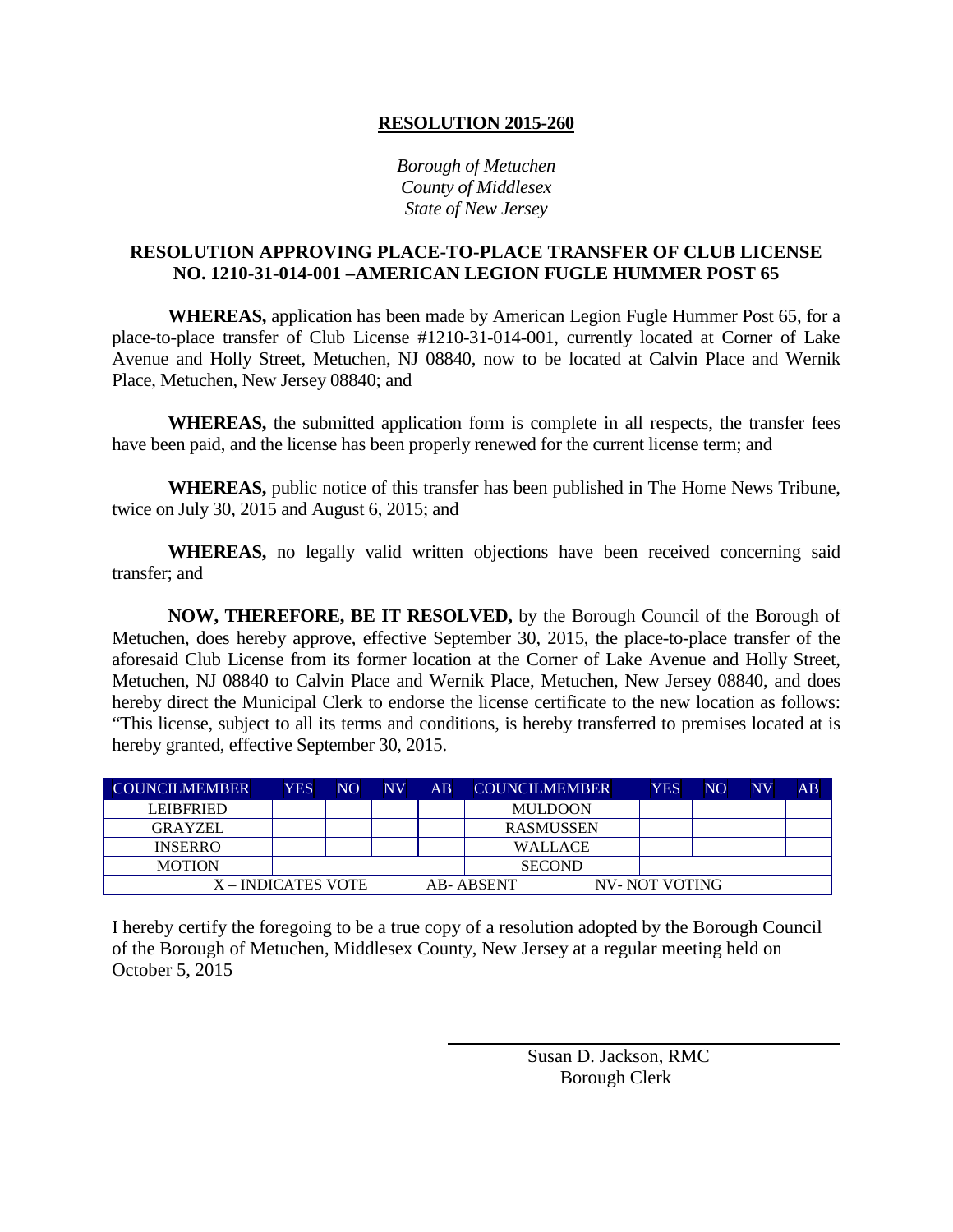# RESOLUTION 2015-260

*Borough of Metuchen*
*County of Middlesex*
*State of New Jersey*

## RESOLUTION APPROVING PLACE-TO-PLACE TRANSFER OF CLUB LICENSE NO. 1210-31-014-001 –AMERICAN LEGION FUGLE HUMMER POST 65

**WHEREAS,** application has been made by American Legion Fugle Hummer Post 65, for a place-to-place transfer of Club License #1210-31-014-001, currently located at Corner of Lake Avenue and Holly Street, Metuchen, NJ 08840, now to be located at Calvin Place and Wernik Place, Metuchen, New Jersey 08840; and

**WHEREAS,** the submitted application form is complete in all respects, the transfer fees have been paid, and the license has been properly renewed for the current license term; and

**WHEREAS,** public notice of this transfer has been published in The Home News Tribune, twice on July 30, 2015 and August 6, 2015; and

**WHEREAS,** no legally valid written objections have been received concerning said transfer; and

**NOW, THEREFORE, BE IT RESOLVED,** by the Borough Council of the Borough of Metuchen, does hereby approve, effective September 30, 2015, the place-to-place transfer of the aforesaid Club License from its former location at the Corner of Lake Avenue and Holly Street, Metuchen, NJ 08840 to Calvin Place and Wernik Place, Metuchen, New Jersey 08840, and does hereby direct the Municipal Clerk to endorse the license certificate to the new location as follows: "This license, subject to all its terms and conditions, is hereby transferred to premises located at is hereby granted, effective September 30, 2015.

| COUNCILMEMBER | YES | NO | NV | AB | COUNCILMEMBER | YES | NO | NV | AB |
|---|---|---|---|---|---|---|---|---|---|
| LEIBFRIED | | | | | MULDOON | | | | |
| GRAYZEL | | | | | RASMUSSEN | | | | |
| INSERRO | | | | | WALLACE | | | | |
| MOTION | | | | | SECOND | | | | |
| X – INDICATES VOTE | | | | | AB- ABSENT | | NV- NOT VOTING | | |

I hereby certify the foregoing to be a true copy of a resolution adopted by the Borough Council of the Borough of Metuchen, Middlesex County, New Jersey at a regular meeting held on October 5, 2015

Susan D. Jackson, RMC
Borough Clerk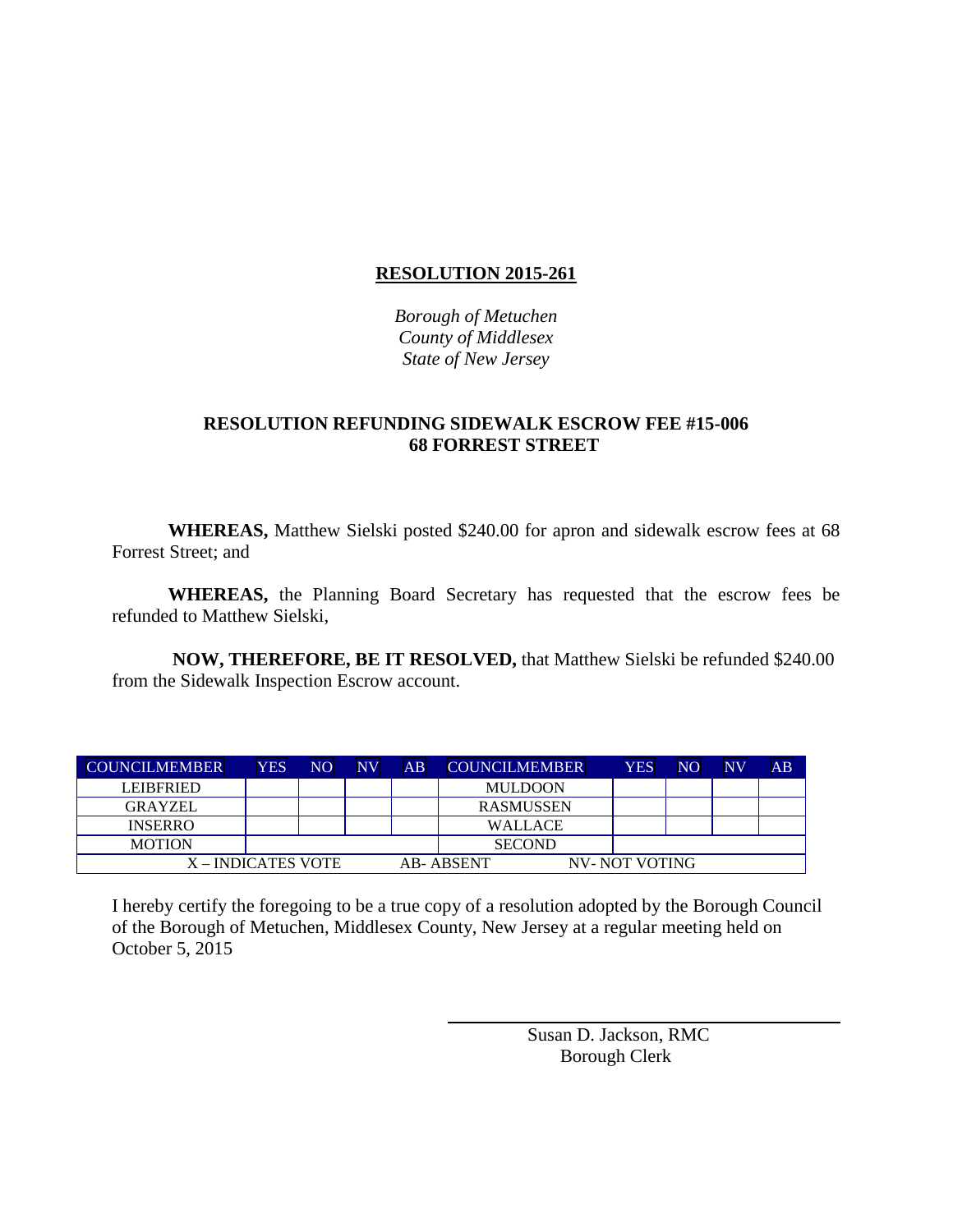# RESOLUTION 2015-261

*Borough of Metuchen*
*County of Middlesex*
*State of New Jersey*

**RESOLUTION REFUNDING SIDEWALK ESCROW FEE #15-006**
**68 FORREST STREET**

**WHEREAS,** Matthew Sielski posted $240.00 for apron and sidewalk escrow fees at 68 Forrest Street; and

**WHEREAS,** the Planning Board Secretary has requested that the escrow fees be refunded to Matthew Sielski,

**NOW, THEREFORE, BE IT RESOLVED,** that Matthew Sielski be refunded $240.00 from the Sidewalk Inspection Escrow account.

| COUNCILMEMBER | YES | NO | NV | AB | COUNCILMEMBER | YES | NO | NV | AB |
|---|---|---|---|---|---|---|---|---|---|
| LEIBFRIED | | | | | MULDOON | | | | |
| GRAYZEL | | | | | RASMUSSEN | | | | |
| INSERRO | | | | | WALLACE | | | | |
| MOTION | | | | | SECOND | | | | |
| X – INDICATES VOTE | | | | AB- ABSENT | | NV- NOT VOTING | | | |

I hereby certify the foregoing to be a true copy of a resolution adopted by the Borough Council of the Borough of Metuchen, Middlesex County, New Jersey at a regular meeting held on October 5, 2015

Susan D. Jackson, RMC
Borough Clerk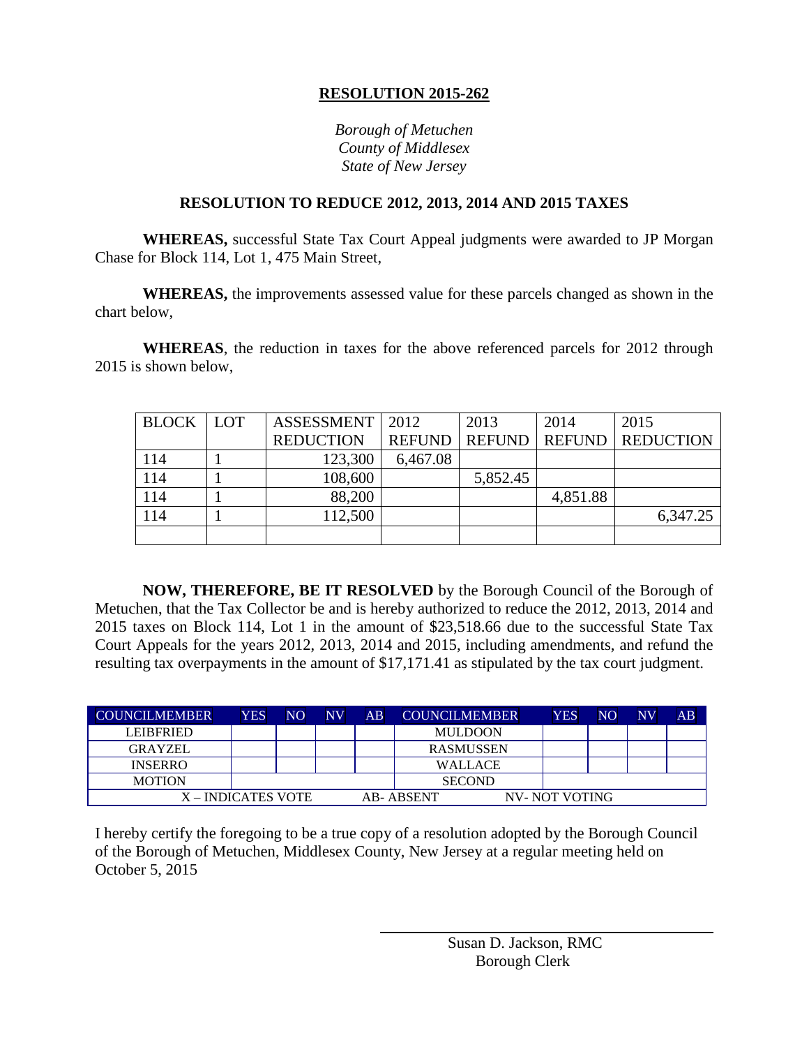# RESOLUTION 2015-262

*Borough of Metuchen*
*County of Middlesex*
*State of New Jersey*

## RESOLUTION TO REDUCE 2012, 2013, 2014 AND 2015 TAXES

**WHEREAS,** successful State Tax Court Appeal judgments were awarded to JP Morgan Chase for Block 114, Lot 1, 475 Main Street,

**WHEREAS,** the improvements assessed value for these parcels changed as shown in the chart below,

**WHEREAS**, the reduction in taxes for the above referenced parcels for 2012 through 2015 is shown below,

| BLOCK | LOT | ASSESSMENT REDUCTION | 2012 REFUND | 2013 REFUND | 2014 REFUND | 2015 REDUCTION |
|---|---|---|---|---|---|---|
| 114 | 1 | 123,300 | 6,467.08 | | | |
| 114 | 1 | 108,600 | | 5,852.45 | | |
| 114 | 1 | 88,200 | | | 4,851.88 | |
| 114 | 1 | 112,500 | | | | 6,347.25 |
| | | | | | | |

**NOW, THEREFORE, BE IT RESOLVED** by the Borough Council of the Borough of Metuchen, that the Tax Collector be and is hereby authorized to reduce the 2012, 2013, 2014 and 2015 taxes on Block 114, Lot 1 in the amount of $23,518.66 due to the successful State Tax Court Appeals for the years 2012, 2013, 2014 and 2015, including amendments, and refund the resulting tax overpayments in the amount of $17,171.41 as stipulated by the tax court judgment.

| COUNCILMEMBER | YES | NO | NV | AB | COUNCILMEMBER | YES | NO | NV | AB |
|---|---|---|---|---|---|---|---|---|---|
| LEIBFRIED | | | | | MULDOON | | | | |
| GRAYZEL | | | | | RASMUSSEN | | | | |
| INSERRO | | | | | WALLACE | | | | |
| MOTION | | | | | SECOND | | | | |
| X – INDICATES VOTE | | | AB- ABSENT | | | NV- NOT VOTING | | | |

I hereby certify the foregoing to be a true copy of a resolution adopted by the Borough Council of the Borough of Metuchen, Middlesex County, New Jersey at a regular meeting held on October 5, 2015

Susan D. Jackson, RMC
Borough Clerk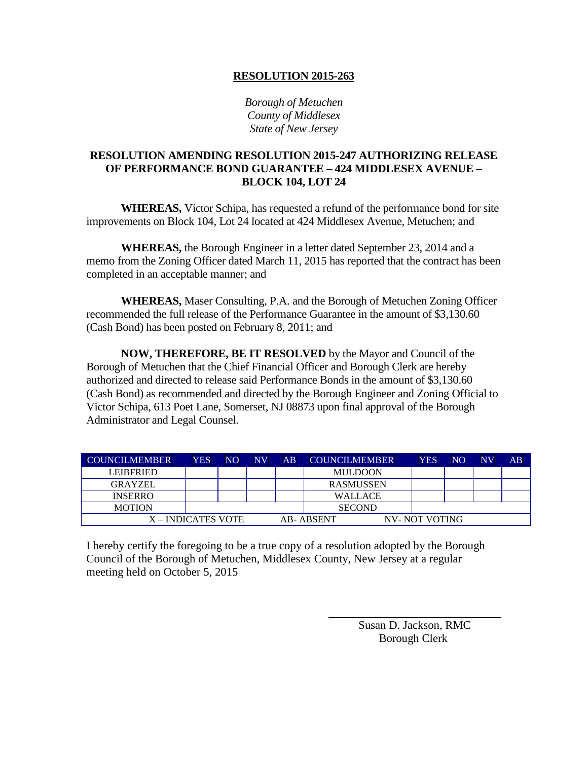**RESOLUTION 2015-263**

*Borough of Metuchen*
*County of Middlesex*
*State of New Jersey*

**RESOLUTION AMENDING RESOLUTION 2015-247 AUTHORIZING RELEASE OF PERFORMANCE BOND GUARANTEE – 424 MIDDLESEX AVENUE – BLOCK 104, LOT 24**

**WHEREAS,** Victor Schipa, has requested a refund of the performance bond for site improvements on Block 104, Lot 24 located at 424 Middlesex Avenue, Metuchen; and

**WHEREAS,** the Borough Engineer in a letter dated September 23, 2014 and a memo from the Zoning Officer dated March 11, 2015 has reported that the contract has been completed in an acceptable manner; and

**WHEREAS,** Maser Consulting, P.A. and the Borough of Metuchen Zoning Officer recommended the full release of the Performance Guarantee in the amount of $3,130.60 (Cash Bond) has been posted on February 8, 2011; and

**NOW, THEREFORE, BE IT RESOLVED** by the Mayor and Council of the Borough of Metuchen that the Chief Financial Officer and Borough Clerk are hereby authorized and directed to release said Performance Bonds in the amount of $3,130.60 (Cash Bond) as recommended and directed by the Borough Engineer and Zoning Official to Victor Schipa, 613 Poet Lane, Somerset, NJ 08873 upon final approval of the Borough Administrator and Legal Counsel.

| COUNCILMEMBER | YES | NO | NV | AB | COUNCILMEMBER | YES | NO | NV | AB |
|---|---|---|---|---|---|---|---|---|---|
| LEIBFRIED | | | | | MULDOON | | | | |
| GRAYZEL | | | | | RASMUSSEN | | | | |
| INSERRO | | | | | WALLACE | | | | |
| MOTION | | | | | SECOND | | | | |
| X – INDICATES VOTE | | | | AB- ABSENT | | NV- NOT VOTING | | | |

I hereby certify the foregoing to be a true copy of a resolution adopted by the Borough Council of the Borough of Metuchen, Middlesex County, New Jersey at a regular meeting held on October 5, 2015

Susan D. Jackson, RMC
Borough Clerk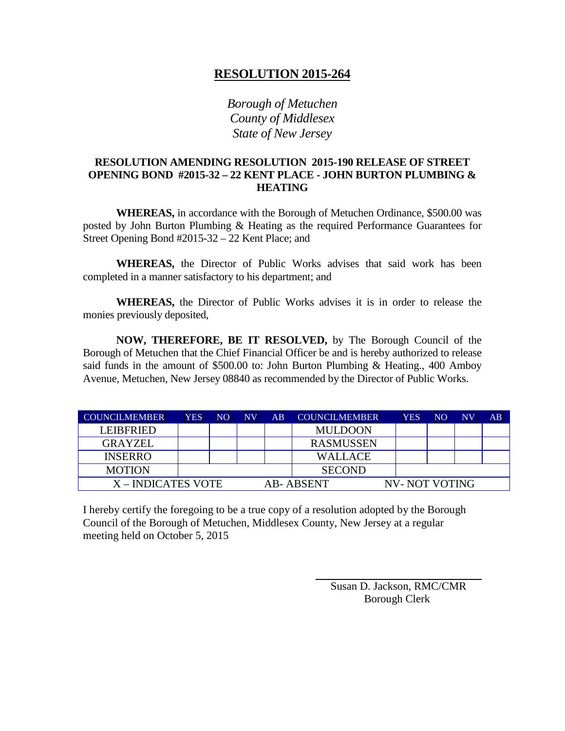# RESOLUTION 2015-264

*Borough of Metuchen*
*County of Middlesex*
*State of New Jersey*

**RESOLUTION AMENDING RESOLUTION 2015-190 RELEASE OF STREET OPENING BOND #2015-32 – 22 KENT PLACE - JOHN BURTON PLUMBING & HEATING**

**WHEREAS,** in accordance with the Borough of Metuchen Ordinance, $500.00 was posted by John Burton Plumbing & Heating as the required Performance Guarantees for Street Opening Bond #2015-32 – 22 Kent Place; and

**WHEREAS,** the Director of Public Works advises that said work has been completed in a manner satisfactory to his department; and

**WHEREAS,** the Director of Public Works advises it is in order to release the monies previously deposited,

**NOW, THEREFORE, BE IT RESOLVED,** by The Borough Council of the Borough of Metuchen that the Chief Financial Officer be and is hereby authorized to release said funds in the amount of $500.00 to: John Burton Plumbing & Heating., 400 Amboy Avenue, Metuchen, New Jersey 08840 as recommended by the Director of Public Works.

| COUNCILMEMBER | YES | NO | NV | AB | COUNCILMEMBER | YES | NO | NV | AB |
|---|---|---|---|---|---|---|---|---|---|
| LEIBFRIED | | | | | MULDOON | | | | |
| GRAYZEL | | | | | RASMUSSEN | | | | |
| INSERRO | | | | | WALLACE | | | | |
| MOTION | | | | | SECOND | | | | |
| X – INDICATES VOTE | | | AB- ABSENT | | | NV- NOT VOTING | | | |

I hereby certify the foregoing to be a true copy of a resolution adopted by the Borough Council of the Borough of Metuchen, Middlesex County, New Jersey at a regular meeting held on October 5, 2015

Susan D. Jackson, RMC/CMR
Borough Clerk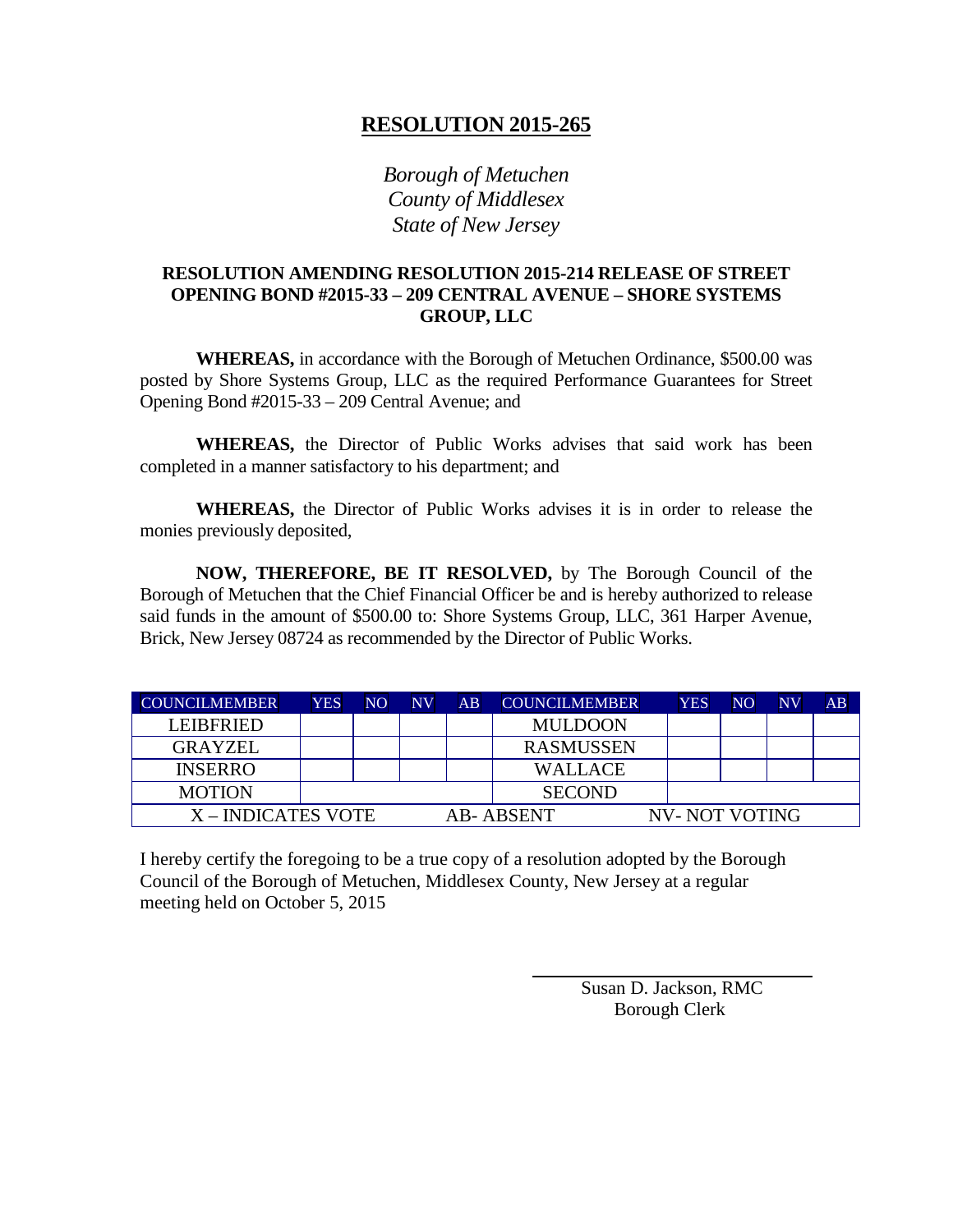# RESOLUTION 2015-265

*Borough of Metuchen*
*County of Middlesex*
*State of New Jersey*

**RESOLUTION AMENDING RESOLUTION 2015-214 RELEASE OF STREET OPENING BOND #2015-33 – 209 CENTRAL AVENUE – SHORE SYSTEMS GROUP, LLC**

**WHEREAS,** in accordance with the Borough of Metuchen Ordinance, $500.00 was posted by Shore Systems Group, LLC as the required Performance Guarantees for Street Opening Bond #2015-33 – 209 Central Avenue; and

**WHEREAS,** the Director of Public Works advises that said work has been completed in a manner satisfactory to his department; and

**WHEREAS,** the Director of Public Works advises it is in order to release the monies previously deposited,

**NOW, THEREFORE, BE IT RESOLVED,** by The Borough Council of the Borough of Metuchen that the Chief Financial Officer be and is hereby authorized to release said funds in the amount of $500.00 to: Shore Systems Group, LLC, 361 Harper Avenue, Brick, New Jersey 08724 as recommended by the Director of Public Works.

| COUNCILMEMBER | YES | NO | NV | AB | COUNCILMEMBER | YES | NO | NV | AB |
|---|---|---|---|---|---|---|---|---|---|
| LEIBFRIED | | | | | MULDOON | | | | |
| GRAYZEL | | | | | RASMUSSEN | | | | |
| INSERRO | | | | | WALLACE | | | | |
| MOTION | | | | | SECOND | | | | |
| X – INDICATES VOTE | | | | AB- ABSENT | | NV- NOT VOTING | | | |

I hereby certify the foregoing to be a true copy of a resolution adopted by the Borough Council of the Borough of Metuchen, Middlesex County, New Jersey at a regular meeting held on October 5, 2015

Susan D. Jackson, RMC
Borough Clerk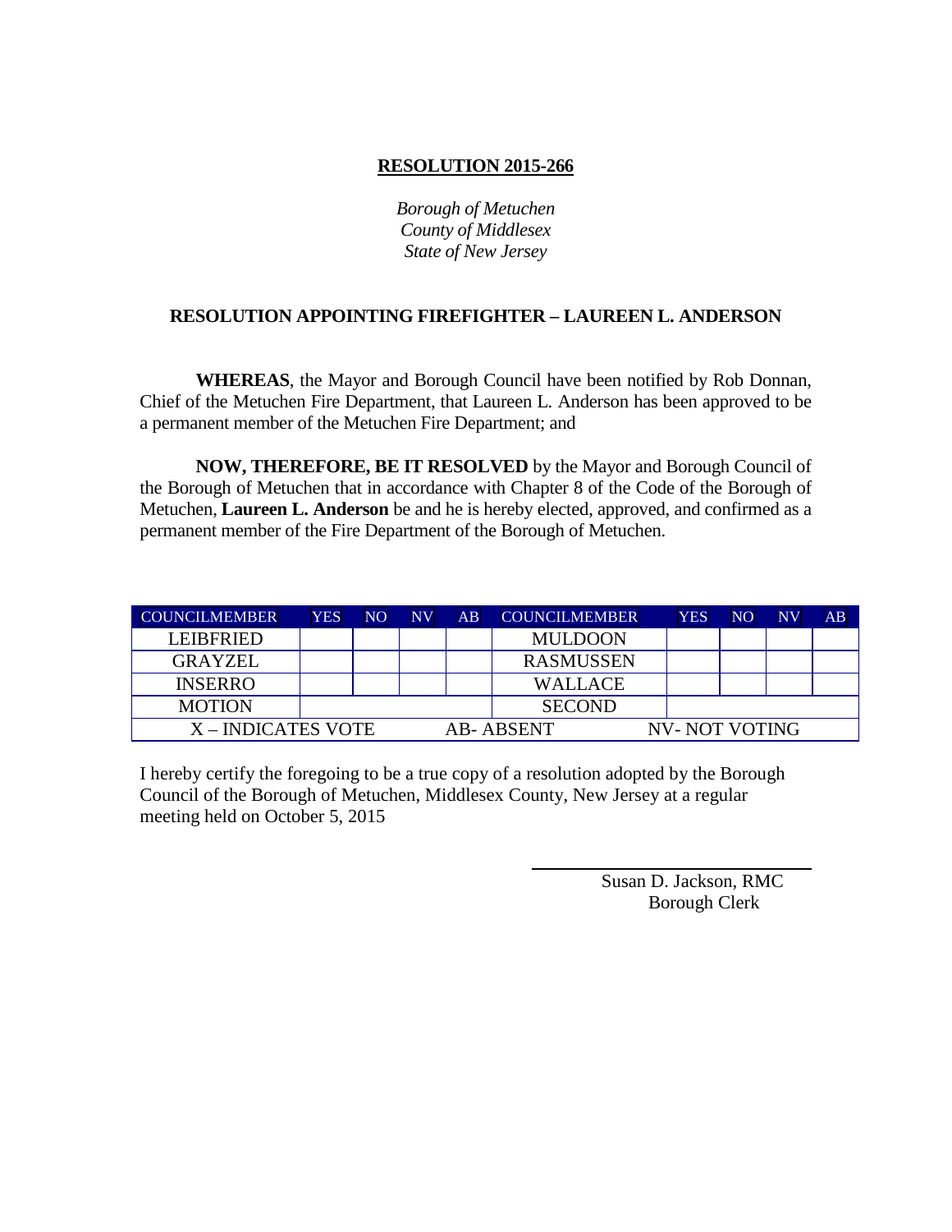**RESOLUTION 2015-266**

*Borough of Metuchen*
*County of Middlesex*
*State of New Jersey*

**RESOLUTION APPOINTING FIREFIGHTER – LAUREEN L. ANDERSON**

**WHEREAS**, the Mayor and Borough Council have been notified by Rob Donnan, Chief of the Metuchen Fire Department, that Laureen L. Anderson has been approved to be a permanent member of the Metuchen Fire Department; and

**NOW, THEREFORE, BE IT RESOLVED** by the Mayor and Borough Council of the Borough of Metuchen that in accordance with Chapter 8 of the Code of the Borough of Metuchen, **Laureen L. Anderson** be and he is hereby elected, approved, and confirmed as a permanent member of the Fire Department of the Borough of Metuchen.

| COUNCILMEMBER | YES | NO | NV | AB | COUNCILMEMBER | YES | NO | NV | AB |
|---|---|---|---|---|---|---|---|---|---|
| LEIBFRIED | | | | | MULDOON | | | | |
| GRAYZEL | | | | | RASMUSSEN | | | | |
| INSERRO | | | | | WALLACE | | | | |
| MOTION | | | | | SECOND | | | | |
| X – INDICATES VOTE | | | | AB- ABSENT | | | NV- NOT VOTING | | |

I hereby certify the foregoing to be a true copy of a resolution adopted by the Borough Council of the Borough of Metuchen, Middlesex County, New Jersey at a regular meeting held on October 5, 2015

Susan D. Jackson, RMC
Borough Clerk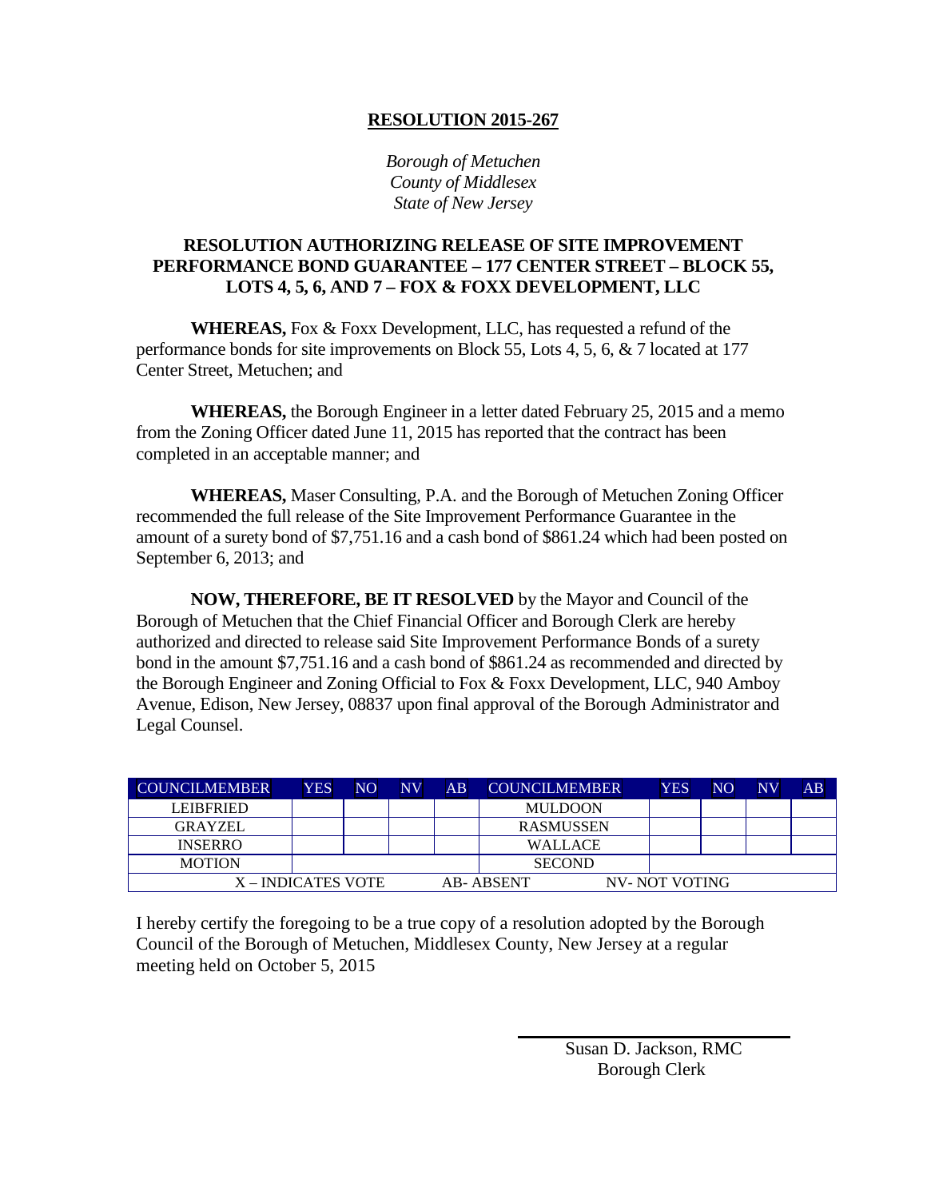# RESOLUTION 2015-267

*Borough of Metuchen*
*County of Middlesex*
*State of New Jersey*

## RESOLUTION AUTHORIZING RELEASE OF SITE IMPROVEMENT PERFORMANCE BOND GUARANTEE – 177 CENTER STREET – BLOCK 55, LOTS 4, 5, 6, AND 7 – FOX & FOXX DEVELOPMENT, LLC

**WHEREAS,** Fox & Foxx Development, LLC, has requested a refund of the performance bonds for site improvements on Block 55, Lots 4, 5, 6, & 7 located at 177 Center Street, Metuchen; and

**WHEREAS,** the Borough Engineer in a letter dated February 25, 2015 and a memo from the Zoning Officer dated June 11, 2015 has reported that the contract has been completed in an acceptable manner; and

**WHEREAS,** Maser Consulting, P.A. and the Borough of Metuchen Zoning Officer recommended the full release of the Site Improvement Performance Guarantee in the amount of a surety bond of $7,751.16 and a cash bond of $861.24 which had been posted on September 6, 2013; and

**NOW, THEREFORE, BE IT RESOLVED** by the Mayor and Council of the Borough of Metuchen that the Chief Financial Officer and Borough Clerk are hereby authorized and directed to release said Site Improvement Performance Bonds of a surety bond in the amount $7,751.16 and a cash bond of $861.24 as recommended and directed by the Borough Engineer and Zoning Official to Fox & Foxx Development, LLC, 940 Amboy Avenue, Edison, New Jersey, 08837 upon final approval of the Borough Administrator and Legal Counsel.

| COUNCILMEMBER | YES | NO | NV | AB | COUNCILMEMBER | YES | NO | NV | AB |
|---|---|---|---|---|---|---|---|---|---|
| LEIBFRIED | | | | | MULDOON | | | | |
| GRAYZEL | | | | | RASMUSSEN | | | | |
| INSERRO | | | | | WALLACE | | | | |
| MOTION | | | | | SECOND | | | | |
| X – INDICATES VOTE | | | AB- ABSENT | | | NV- NOT VOTING | | | |

I hereby certify the foregoing to be a true copy of a resolution adopted by the Borough Council of the Borough of Metuchen, Middlesex County, New Jersey at a regular meeting held on October 5, 2015

Susan D. Jackson, RMC
Borough Clerk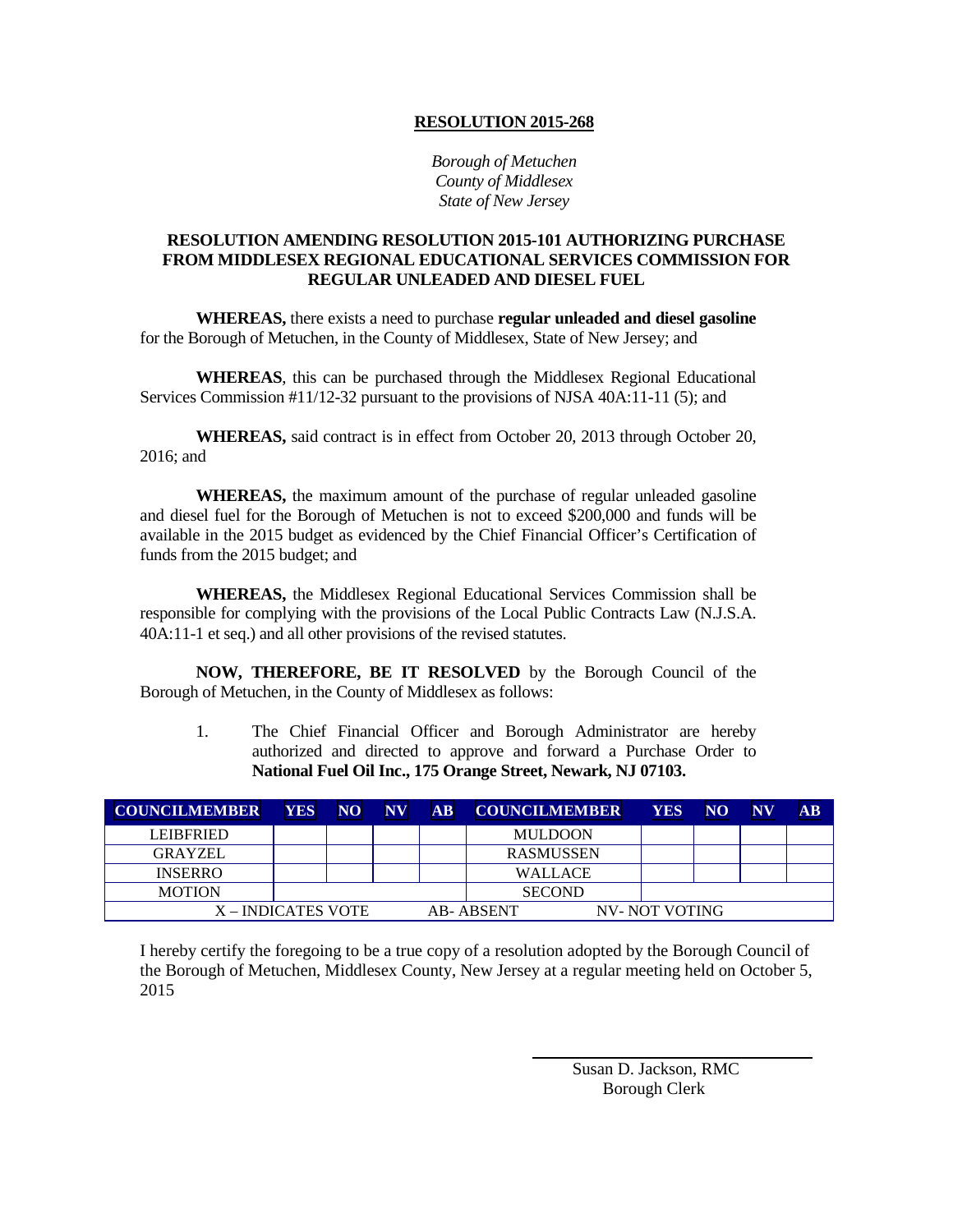**RESOLUTION 2015-268**

*Borough of Metuchen*
*County of Middlesex*
*State of New Jersey*

**RESOLUTION AMENDING RESOLUTION 2015-101 AUTHORIZING PURCHASE FROM MIDDLESEX REGIONAL EDUCATIONAL SERVICES COMMISSION FOR REGULAR UNLEADED AND DIESEL FUEL**

**WHEREAS,** there exists a need to purchase **regular unleaded and diesel gasoline** for the Borough of Metuchen, in the County of Middlesex, State of New Jersey; and

**WHEREAS**, this can be purchased through the Middlesex Regional Educational Services Commission #11/12-32 pursuant to the provisions of NJSA 40A:11-11 (5); and

**WHEREAS,** said contract is in effect from October 20, 2013 through October 20, 2016; and

**WHEREAS,** the maximum amount of the purchase of regular unleaded gasoline and diesel fuel for the Borough of Metuchen is not to exceed $200,000 and funds will be available in the 2015 budget as evidenced by the Chief Financial Officer's Certification of funds from the 2015 budget; and

**WHEREAS,** the Middlesex Regional Educational Services Commission shall be responsible for complying with the provisions of the Local Public Contracts Law (N.J.S.A. 40A:11-1 et seq.) and all other provisions of the revised statutes.

**NOW, THEREFORE, BE IT RESOLVED** by the Borough Council of the Borough of Metuchen, in the County of Middlesex as follows:

1. The Chief Financial Officer and Borough Administrator are hereby authorized and directed to approve and forward a Purchase Order to **National Fuel Oil Inc., 175 Orange Street, Newark, NJ 07103.**

| COUNCILMEMBER | YES | NO | NV | AB | COUNCILMEMBER | YES | NO | NV | AB |
|---|---|---|---|---|---|---|---|---|---|
| LEIBFRIED | | | | | MULDOON | | | | |
| GRAYZEL | | | | | RASMUSSEN | | | | |
| INSERRO | | | | | WALLACE | | | | |
| MOTION | | | | | SECOND | | | | |
| X – INDICATES VOTE | | | | AB- ABSENT | | NV- NOT VOTING | | | |

I hereby certify the foregoing to be a true copy of a resolution adopted by the Borough Council of the Borough of Metuchen, Middlesex County, New Jersey at a regular meeting held on October 5, 2015

Susan D. Jackson, RMC
Borough Clerk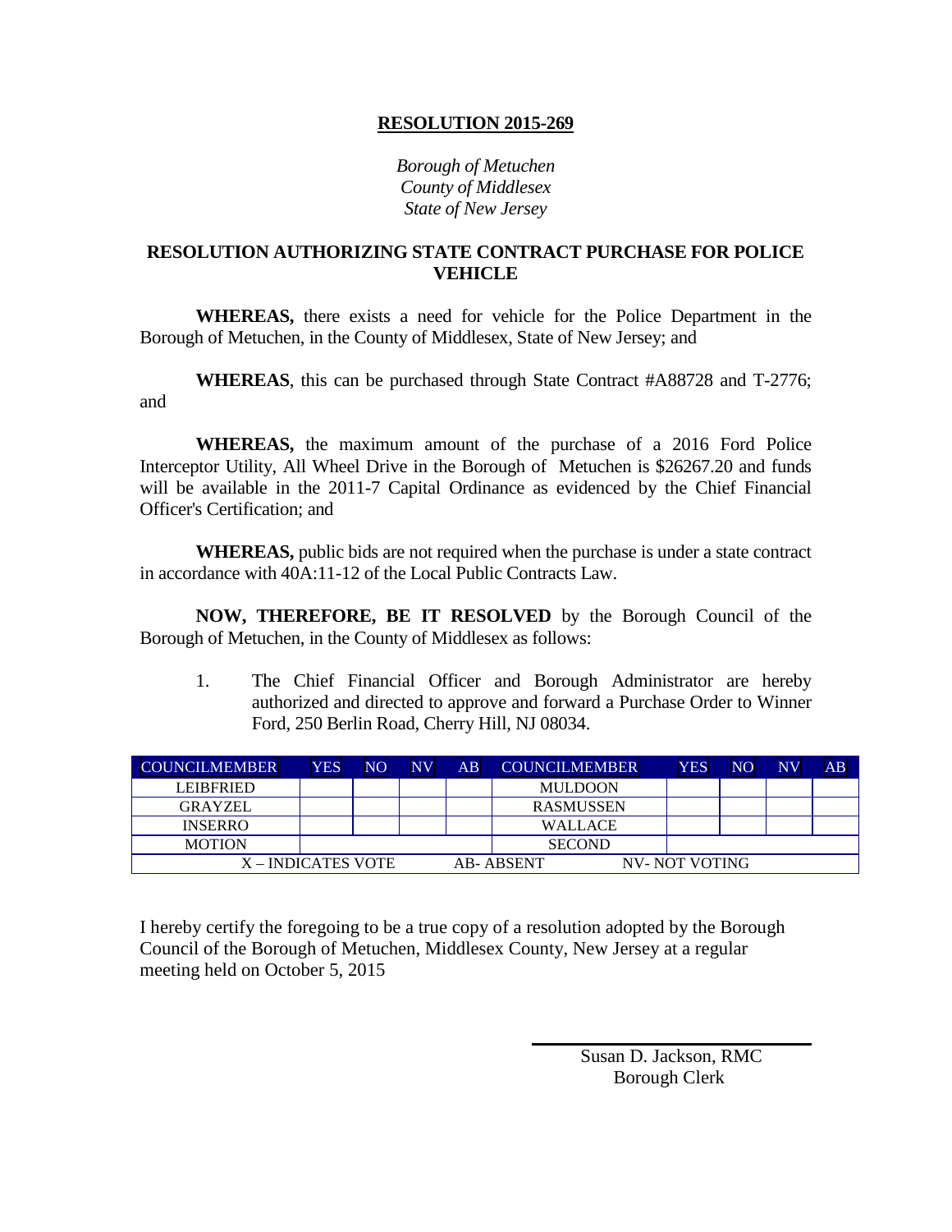**RESOLUTION 2015-269**

*Borough of Metuchen*
*County of Middlesex*
*State of New Jersey*

**RESOLUTION AUTHORIZING STATE CONTRACT PURCHASE FOR POLICE VEHICLE**

**WHEREAS,** there exists a need for vehicle for the Police Department in the Borough of Metuchen, in the County of Middlesex, State of New Jersey; and

**WHEREAS**, this can be purchased through State Contract #A88728 and T-2776; and

**WHEREAS,** the maximum amount of the purchase of a 2016 Ford Police Interceptor Utility, All Wheel Drive in the Borough of Metuchen is $26267.20 and funds will be available in the 2011-7 Capital Ordinance as evidenced by the Chief Financial Officer's Certification; and

**WHEREAS,** public bids are not required when the purchase is under a state contract in accordance with 40A:11-12 of the Local Public Contracts Law.

**NOW, THEREFORE, BE IT RESOLVED** by the Borough Council of the Borough of Metuchen, in the County of Middlesex as follows:

1. The Chief Financial Officer and Borough Administrator are hereby authorized and directed to approve and forward a Purchase Order to Winner Ford, 250 Berlin Road, Cherry Hill, NJ 08034.

| COUNCILMEMBER | YES | NO | NV | AB | COUNCILMEMBER | YES | NO | NV | AB |
|---|---|---|---|---|---|---|---|---|---|
| LEIBFRIED | | | | | MULDOON | | | | |
| GRAYZEL | | | | | RASMUSSEN | | | | |
| INSERRO | | | | | WALLACE | | | | |
| MOTION | | | | | SECOND | | | | |
| X – INDICATES VOTE | | | AB- ABSENT | | | NV- NOT VOTING | | | |

I hereby certify the foregoing to be a true copy of a resolution adopted by the Borough Council of the Borough of Metuchen, Middlesex County, New Jersey at a regular meeting held on October 5, 2015

Susan D. Jackson, RMC
Borough Clerk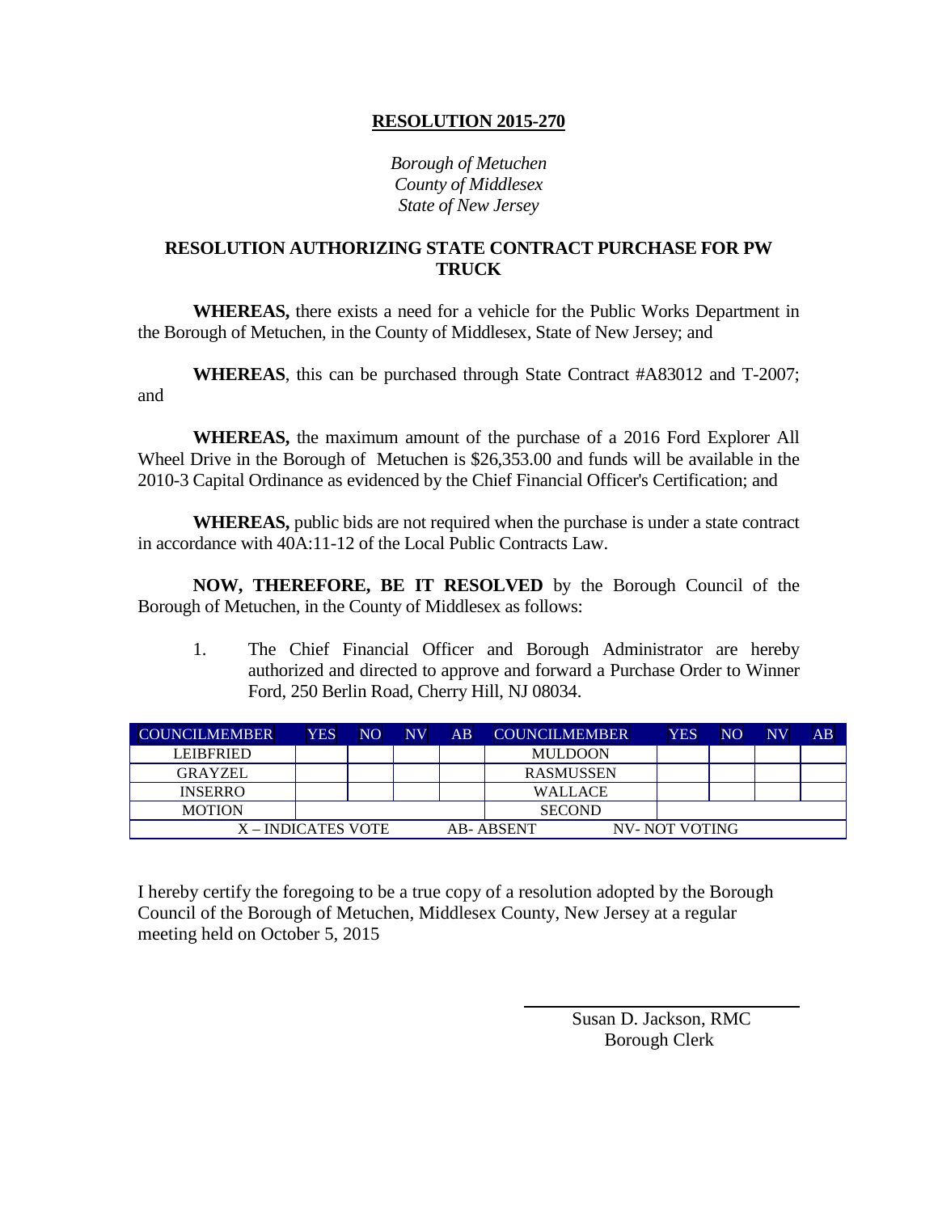**RESOLUTION 2015-270**

*Borough of Metuchen*
*County of Middlesex*
*State of New Jersey*

**RESOLUTION AUTHORIZING STATE CONTRACT PURCHASE FOR PW TRUCK**

**WHEREAS,** there exists a need for a vehicle for the Public Works Department in the Borough of Metuchen, in the County of Middlesex, State of New Jersey; and

**WHEREAS**, this can be purchased through State Contract #A83012 and T-2007; and

**WHEREAS,** the maximum amount of the purchase of a 2016 Ford Explorer All Wheel Drive in the Borough of Metuchen is $26,353.00 and funds will be available in the 2010-3 Capital Ordinance as evidenced by the Chief Financial Officer's Certification; and

**WHEREAS,** public bids are not required when the purchase is under a state contract in accordance with 40A:11-12 of the Local Public Contracts Law.

**NOW, THEREFORE, BE IT RESOLVED** by the Borough Council of the Borough of Metuchen, in the County of Middlesex as follows:

1. The Chief Financial Officer and Borough Administrator are hereby authorized and directed to approve and forward a Purchase Order to Winner Ford, 250 Berlin Road, Cherry Hill, NJ 08034.

| COUNCILMEMBER | YES | NO | NV | AB | COUNCILMEMBER | YES | NO | NV | AB |
|---|---|---|---|---|---|---|---|---|---|
| LEIBFRIED | | | | | MULDOON | | | | |
| GRAYZEL | | | | | RASMUSSEN | | | | |
| INSERRO | | | | | WALLACE | | | | |
| MOTION | | | | | SECOND | | | | |
| X – INDICATES VOTE | | | AB- ABSENT | | | NV- NOT VOTING | | | |

I hereby certify the foregoing to be a true copy of a resolution adopted by the Borough Council of the Borough of Metuchen, Middlesex County, New Jersey at a regular meeting held on October 5, 2015

Susan D. Jackson, RMC
Borough Clerk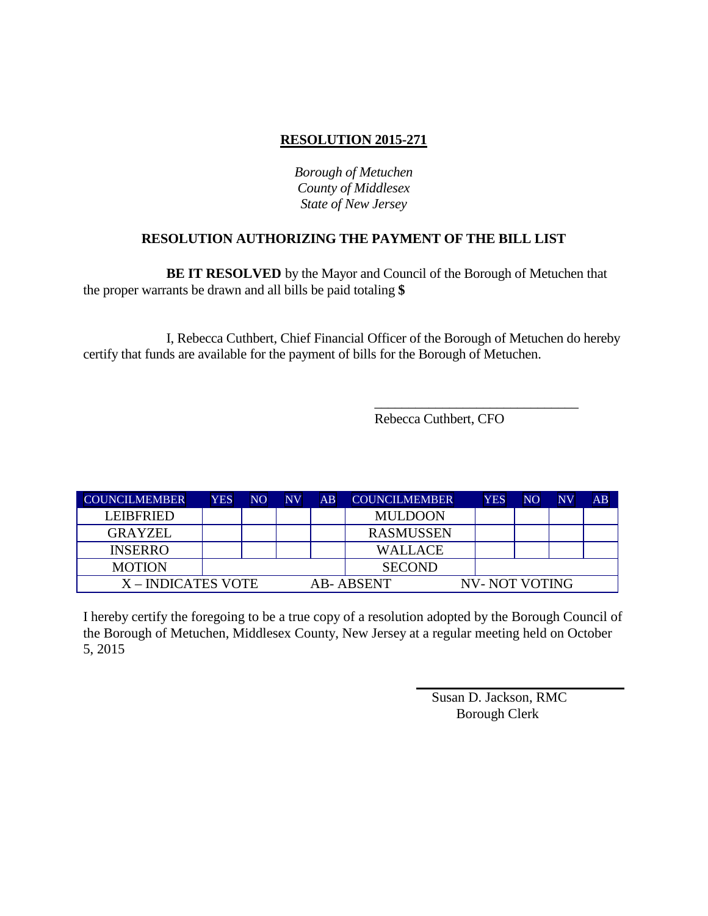**RESOLUTION 2015-271**

*Borough of Metuchen*
*County of Middlesex*
*State of New Jersey*

**RESOLUTION AUTHORIZING THE PAYMENT OF THE BILL LIST**

**BE IT RESOLVED** by the Mayor and Council of the Borough of Metuchen that the proper warrants be drawn and all bills be paid totaling **$**

I, Rebecca Cuthbert, Chief Financial Officer of the Borough of Metuchen do hereby certify that funds are available for the payment of bills for the Borough of Metuchen.

\_\_\_\_\_\_\_\_\_\_\_\_\_\_\_\_\_\_\_\_\_\_\_\_\_\_\_\_\_\_
Rebecca Cuthbert, CFO

| COUNCILMEMBER | YES | NO | NV | AB | COUNCILMEMBER | YES | NO | NV | AB |
|---|---|---|---|---|---|---|---|---|---|
| LEIBFRIED | | | | | MULDOON | | | | |
| GRAYZEL | | | | | RASMUSSEN | | | | |
| INSERRO | | | | | WALLACE | | | | |
| MOTION | | | | | SECOND | | | | |
| X – INDICATES VOTE | | | AB- ABSENT | | | NV- NOT VOTING | | | |

I hereby certify the foregoing to be a true copy of a resolution adopted by the Borough Council of the Borough of Metuchen, Middlesex County, New Jersey at a regular meeting held on October 5, 2015

Susan D. Jackson, RMC
Borough Clerk